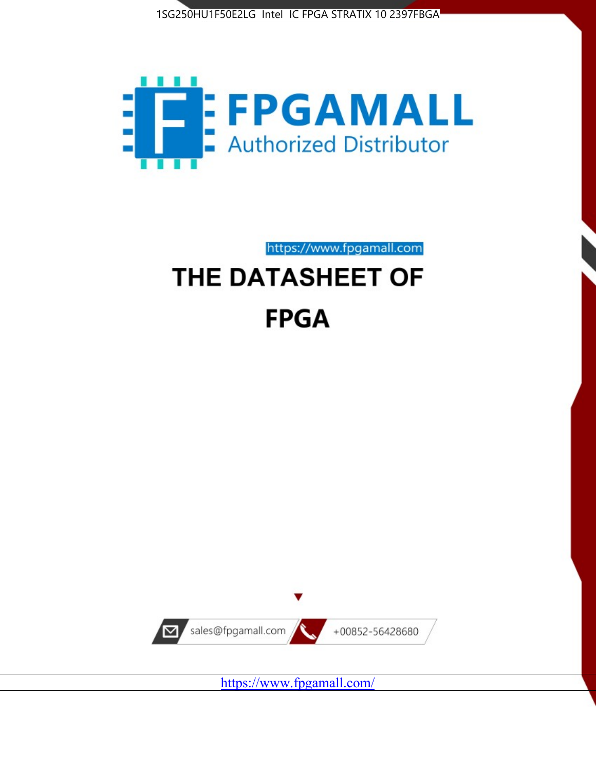1SG250HU1F50E2LG Intel IC FPGA STRATIX 10 2397FBGA

FPGAMALL

Authorized Distributor

https://www.fpgamall.com

# THE DATASHEET OF

# FPGA

sales@fpgamall.com

+00852-56428680

https://www.fpgamall.com/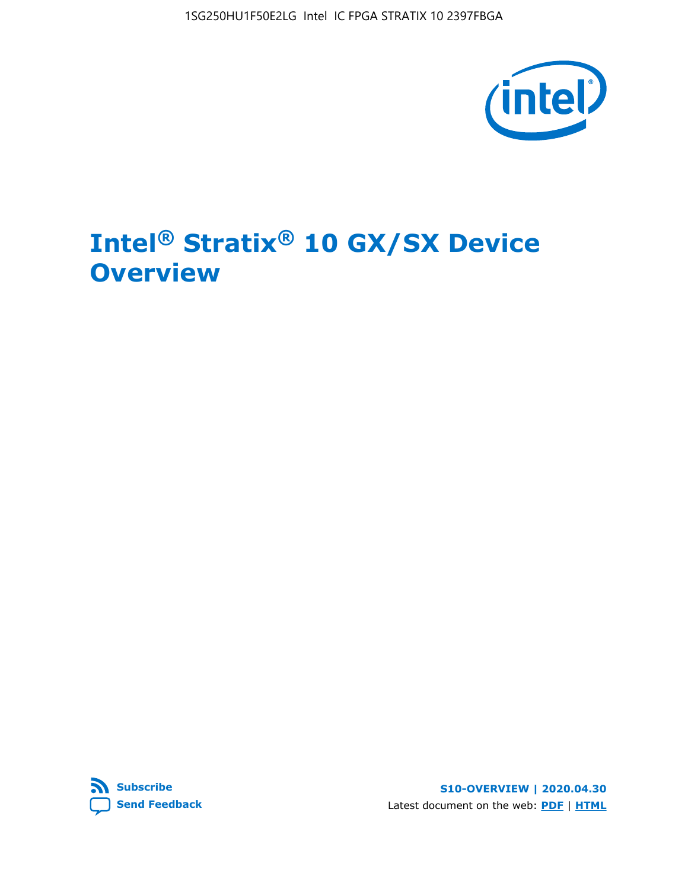# Intel® Stratix® 10 GX/SX Device Overview

S10-OVERVIEW | 2020.04.30

Latest document on the web: **PDF** | **HTML**

**Subscribe**

**Send Feedback**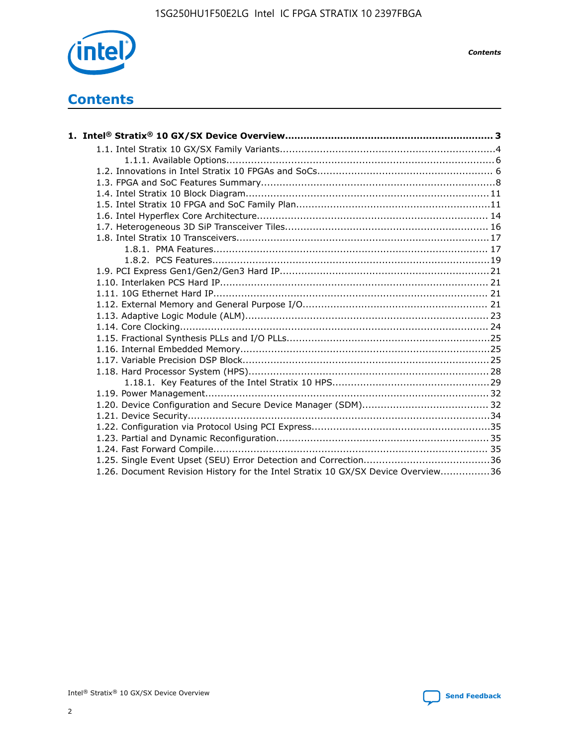# Contents

**1. Intel® Stratix® 10 GX/SX Device Overview.................................................................... 3**

- 1.1. Intel Stratix 10 GX/SX Family Variants.....................................................................4
  - 1.1.1. Available Options......................................................................................6
- 1.2. Innovations in Intel Stratix 10 FPGAs and SoCs........................................................ 6
- 1.3. FPGA and SoC Features Summary...........................................................................8
- 1.4. Intel Stratix 10 Block Diagram.............................................................................. 11
- 1.5. Intel Stratix 10 FPGA and SoC Family Plan..............................................................11
- 1.6. Intel Hyperflex Core Architecture.......................................................................... 14
- 1.7. Heterogeneous 3D SiP Transceiver Tiles................................................................. 16
- 1.8. Intel Stratix 10 Transceivers................................................................................ 17
  - 1.8.1. PMA Features........................................................................................ 17
  - 1.8.2. PCS Features.........................................................................................19
- 1.9. PCI Express Gen1/Gen2/Gen3 Hard IP.................................................................. 21
- 1.10. Interlaken PCS Hard IP...................................................................................... 21
- 1.11. 10G Ethernet Hard IP........................................................................................ 21
- 1.12. External Memory and General Purpose I/O........................................................... 21
- 1.13. Adaptive Logic Module (ALM).............................................................................. 23
- 1.14. Core Clocking................................................................................................... 24
- 1.15. Fractional Synthesis PLLs and I/O PLLs.................................................................25
- 1.16. Internal Embedded Memory................................................................................25
- 1.17. Variable Precision DSP Block...............................................................................25
- 1.18. Hard Processor System (HPS).............................................................................28
  - 1.18.1. Key Features of the Intel Stratix 10 HPS..................................................29
- 1.19. Power Management.......................................................................................... 32
- 1.20. Device Configuration and Secure Device Manager (SDM)........................................ 32
- 1.21. Device Security.................................................................................................34
- 1.22. Configuration via Protocol Using PCI Express.........................................................35
- 1.23. Partial and Dynamic Reconfiguration.................................................................... 35
- 1.24. Fast Forward Compile........................................................................................ 35
- 1.25. Single Event Upset (SEU) Error Detection and Correction........................................36
- 1.26. Document Revision History for the Intel Stratix 10 GX/SX Device Overview................36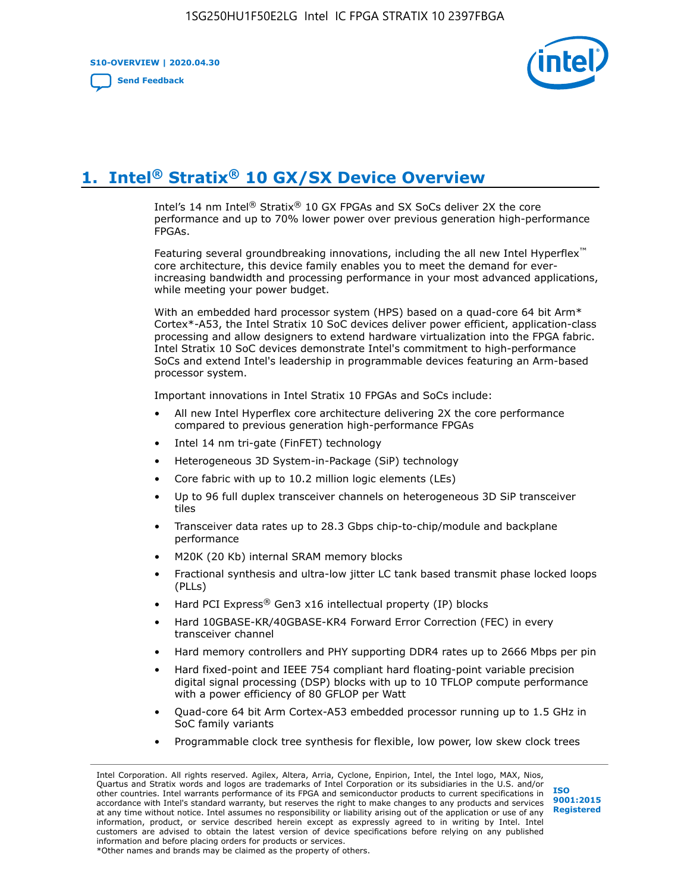# 1. Intel® Stratix® 10 GX/SX Device Overview

Intel's 14 nm Intel® Stratix® 10 GX FPGAs and SX SoCs deliver 2X the core performance and up to 70% lower power over previous generation high-performance FPGAs.

Featuring several groundbreaking innovations, including the all new Intel Hyperflex™ core architecture, this device family enables you to meet the demand for ever-increasing bandwidth and processing performance in your most advanced applications, while meeting your power budget.

With an embedded hard processor system (HPS) based on a quad-core 64 bit Arm* Cortex*-A53, the Intel Stratix 10 SoC devices deliver power efficient, application-class processing and allow designers to extend hardware virtualization into the FPGA fabric. Intel Stratix 10 SoC devices demonstrate Intel's commitment to high-performance SoCs and extend Intel's leadership in programmable devices featuring an Arm-based processor system.

Important innovations in Intel Stratix 10 FPGAs and SoCs include:

- All new Intel Hyperflex core architecture delivering 2X the core performance compared to previous generation high-performance FPGAs
- Intel 14 nm tri-gate (FinFET) technology
- Heterogeneous 3D System-in-Package (SiP) technology
- Core fabric with up to 10.2 million logic elements (LEs)
- Up to 96 full duplex transceiver channels on heterogeneous 3D SiP transceiver tiles
- Transceiver data rates up to 28.3 Gbps chip-to-chip/module and backplane performance
- M20K (20 Kb) internal SRAM memory blocks
- Fractional synthesis and ultra-low jitter LC tank based transmit phase locked loops (PLLs)
- Hard PCI Express® Gen3 x16 intellectual property (IP) blocks
- Hard 10GBASE-KR/40GBASE-KR4 Forward Error Correction (FEC) in every transceiver channel
- Hard memory controllers and PHY supporting DDR4 rates up to 2666 Mbps per pin
- Hard fixed-point and IEEE 754 compliant hard floating-point variable precision digital signal processing (DSP) blocks with up to 10 TFLOP compute performance with a power efficiency of 80 GFLOP per Watt
- Quad-core 64 bit Arm Cortex-A53 embedded processor running up to 1.5 GHz in SoC family variants
- Programmable clock tree synthesis for flexible, low power, low skew clock trees

Intel Corporation. All rights reserved. Agilex, Altera, Arria, Cyclone, Enpirion, Intel, the Intel logo, MAX, Nios, Quartus and Stratix words and logos are trademarks of Intel Corporation or its subsidiaries in the U.S. and/or other countries. Intel warrants performance of its FPGA and semiconductor products to current specifications in accordance with Intel's standard warranty, but reserves the right to make changes to any products and services at any time without notice. Intel assumes no responsibility or liability arising out of the application or use of any information, product, or service described herein except as expressly agreed to in writing by Intel. Intel customers are advised to obtain the latest version of device specifications before relying on any published information and before placing orders for products or services.
*Other names and brands may be claimed as the property of others.

ISO 9001:2015 Registered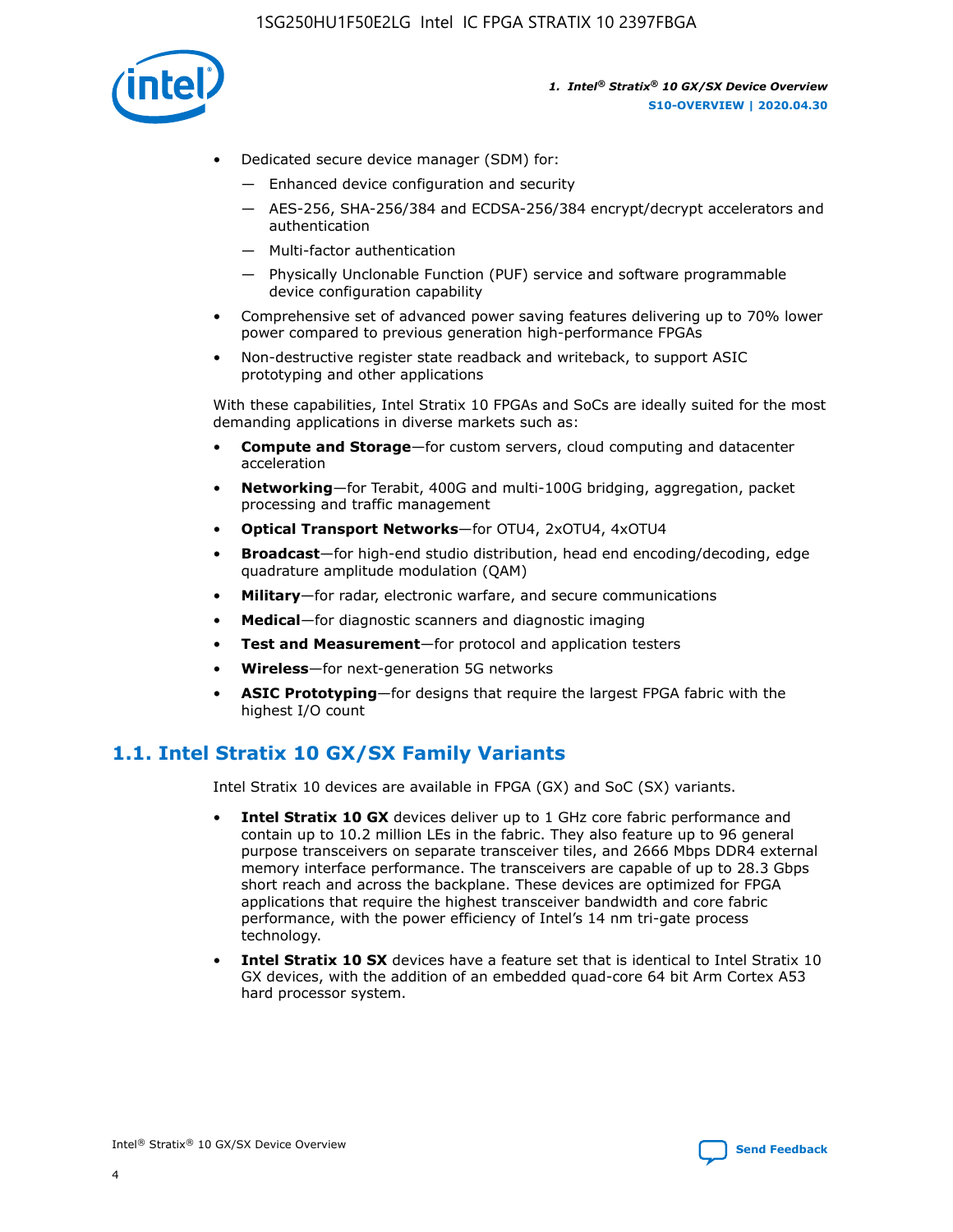- Dedicated secure device manager (SDM) for:
  - Enhanced device configuration and security
  - AES-256, SHA-256/384 and ECDSA-256/384 encrypt/decrypt accelerators and authentication
  - Multi-factor authentication
  - Physically Unclonable Function (PUF) service and software programmable device configuration capability
- Comprehensive set of advanced power saving features delivering up to 70% lower power compared to previous generation high-performance FPGAs
- Non-destructive register state readback and writeback, to support ASIC prototyping and other applications

With these capabilities, Intel Stratix 10 FPGAs and SoCs are ideally suited for the most demanding applications in diverse markets such as:

- **Compute and Storage**—for custom servers, cloud computing and datacenter acceleration
- **Networking**—for Terabit, 400G and multi-100G bridging, aggregation, packet processing and traffic management
- **Optical Transport Networks**—for OTU4, 2xOTU4, 4xOTU4
- **Broadcast**—for high-end studio distribution, head end encoding/decoding, edge quadrature amplitude modulation (QAM)
- **Military**—for radar, electronic warfare, and secure communications
- **Medical**—for diagnostic scanners and diagnostic imaging
- **Test and Measurement**—for protocol and application testers
- **Wireless**—for next-generation 5G networks
- **ASIC Prototyping**—for designs that require the largest FPGA fabric with the highest I/O count

## 1.1. Intel Stratix 10 GX/SX Family Variants

Intel Stratix 10 devices are available in FPGA (GX) and SoC (SX) variants.

- **Intel Stratix 10 GX** devices deliver up to 1 GHz core fabric performance and contain up to 10.2 million LEs in the fabric. They also feature up to 96 general purpose transceivers on separate transceiver tiles, and 2666 Mbps DDR4 external memory interface performance. The transceivers are capable of up to 28.3 Gbps short reach and across the backplane. These devices are optimized for FPGA applications that require the highest transceiver bandwidth and core fabric performance, with the power efficiency of Intel's 14 nm tri-gate process technology.
- **Intel Stratix 10 SX** devices have a feature set that is identical to Intel Stratix 10 GX devices, with the addition of an embedded quad-core 64 bit Arm Cortex A53 hard processor system.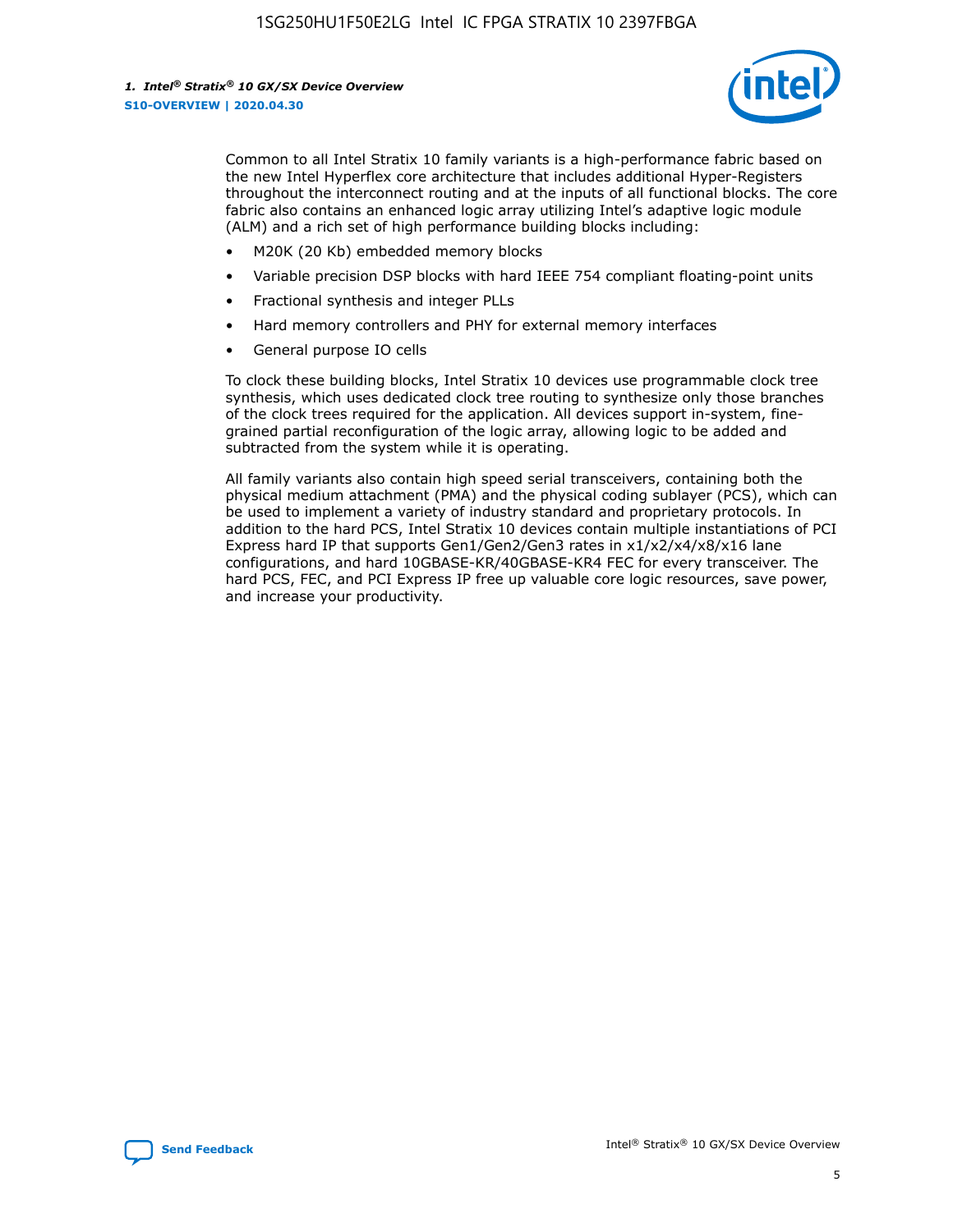Common to all Intel Stratix 10 family variants is a high-performance fabric based on the new Intel Hyperflex core architecture that includes additional Hyper-Registers throughout the interconnect routing and at the inputs of all functional blocks. The core fabric also contains an enhanced logic array utilizing Intel's adaptive logic module (ALM) and a rich set of high performance building blocks including:

- M20K (20 Kb) embedded memory blocks
- Variable precision DSP blocks with hard IEEE 754 compliant floating-point units
- Fractional synthesis and integer PLLs
- Hard memory controllers and PHY for external memory interfaces
- General purpose IO cells

To clock these building blocks, Intel Stratix 10 devices use programmable clock tree synthesis, which uses dedicated clock tree routing to synthesize only those branches of the clock trees required for the application. All devices support in-system, fine-grained partial reconfiguration of the logic array, allowing logic to be added and subtracted from the system while it is operating.

All family variants also contain high speed serial transceivers, containing both the physical medium attachment (PMA) and the physical coding sublayer (PCS), which can be used to implement a variety of industry standard and proprietary protocols. In addition to the hard PCS, Intel Stratix 10 devices contain multiple instantiations of PCI Express hard IP that supports Gen1/Gen2/Gen3 rates in x1/x2/x4/x8/x16 lane configurations, and hard 10GBASE-KR/40GBASE-KR4 FEC for every transceiver. The hard PCS, FEC, and PCI Express IP free up valuable core logic resources, save power, and increase your productivity.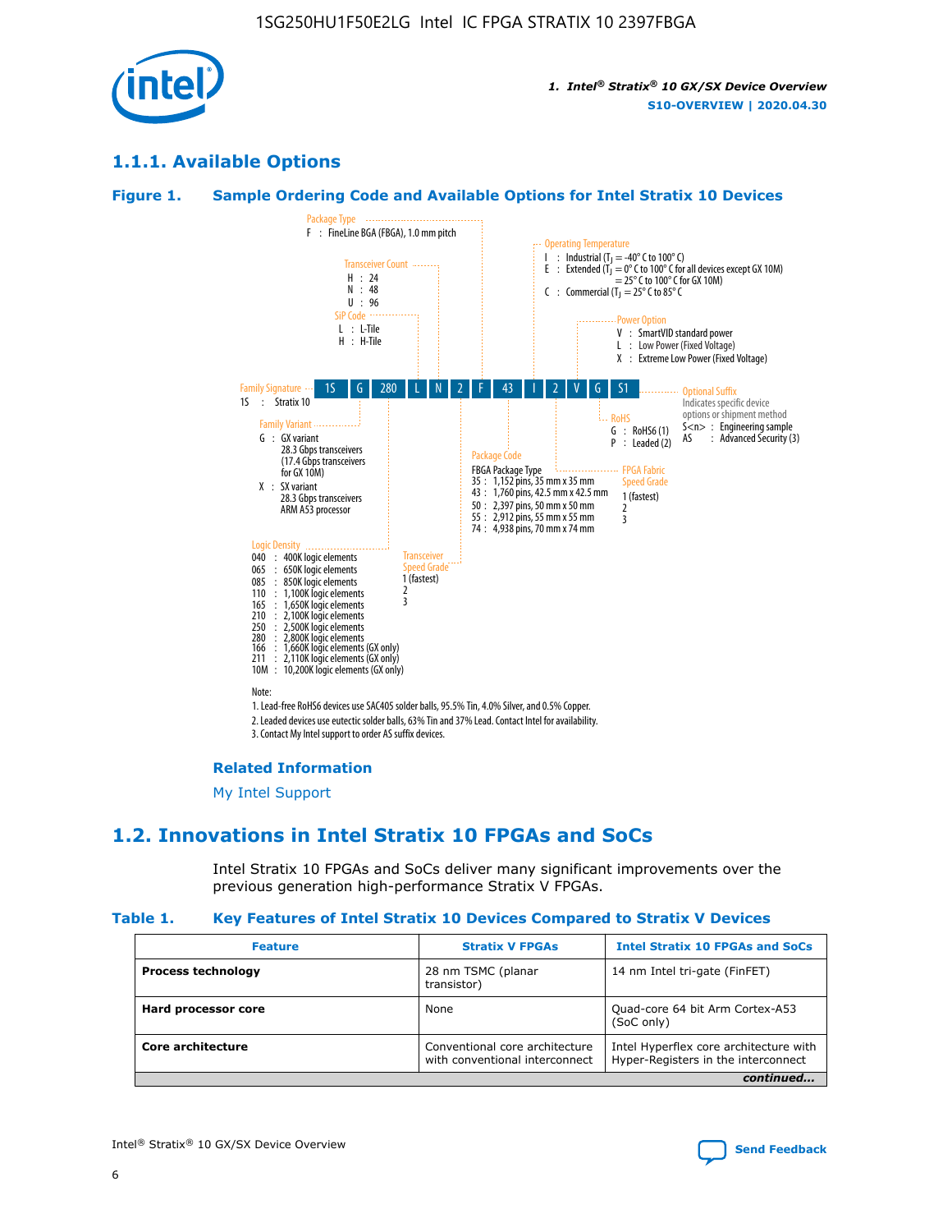## 1.1.1. Available Options

### Figure 1. Sample Ordering Code and Available Options for Intel Stratix 10 Devices

| 1S | G | 280 | L | N | 2 | F | 43 | I | 2 | V | G | S1 |
|---|---|---|---|---|---|---|---|---|---|---|---|---|

**Family Signature**
1S : Stratix 10

**Family Variant**
G : GX variant
28.3 Gbps transceivers
(17.4 Gbps transceivers for GX 10M)
X : SX variant
28.3 Gbps transceivers
ARM A53 processor

**Logic Density**
040 : 400K logic elements
065 : 650K logic elements
085 : 850K logic elements
110 : 1,100K logic elements
165 : 1,650K logic elements
210 : 2,100K logic elements
250 : 2,500K logic elements
280 : 2,800K logic elements
166 : 1,660K logic elements (GX only)
211 : 2,110K logic elements (GX only)
10M : 10,200K logic elements (GX only)

**SiP Code**
L : L-Tile
H : H-Tile

**Transceiver Count**
H : 24
N : 48
U : 96

**Transceiver Speed Grade**
1 (fastest)
2
3

**Package Type**
F : FineLine BGA (FBGA), 1.0 mm pitch

**Package Code**
FBGA Package Type
35 : 1,152 pins, 35 mm x 35 mm
43 : 1,760 pins, 42.5 mm x 42.5 mm
50 : 2,397 pins, 50 mm x 50 mm
55 : 2,912 pins, 55 mm x 55 mm
74 : 4,938 pins, 70 mm x 74 mm

**Operating Temperature**
I : Industrial ($T_J$ = -40° C to 100° C)
E : Extended ($T_J$ = 0° C to 100° C for all devices except GX 10M) = 25° C to 100° C for GX 10M)
C : Commercial ($T_J$ = 25° C to 85° C

**FPGA Fabric Speed Grade**
1 (fastest)
2
3

**Power Option**
V : SmartVID standard power
L : Low Power (Fixed Voltage)
X : Extreme Low Power (Fixed Voltage)

**RoHS**
G : RoHS6 (1)
P : Leaded (2)

**Optional Suffix**
Indicates specific device options or shipment method
S<n> : Engineering sample
AS : Advanced Security (3)

Note:
1. Lead-free RoHS6 devices use SAC405 solder balls, 95.5% Tin, 4.0% Silver, and 0.5% Copper.
2. Leaded devices use eutectic solder balls, 63% Tin and 37% Lead. Contact Intel for availability.
3. Contact My Intel support to order AS suffix devices.

#### Related Information

My Intel Support

## 1.2. Innovations in Intel Stratix 10 FPGAs and SoCs

Intel Stratix 10 FPGAs and SoCs deliver many significant improvements over the previous generation high-performance Stratix V FPGAs.

### Table 1. Key Features of Intel Stratix 10 Devices Compared to Stratix V Devices

| Feature | Stratix V FPGAs | Intel Stratix 10 FPGAs and SoCs |
|---|---|---|
| **Process technology** | 28 nm TSMC (planar transistor) | 14 nm Intel tri-gate (FinFET) |
| **Hard processor core** | None | Quad-core 64 bit Arm Cortex-A53 (SoC only) |
| **Core architecture** | Conventional core architecture with conventional interconnect | Intel Hyperflex core architecture with Hyper-Registers in the interconnect |

*continued...*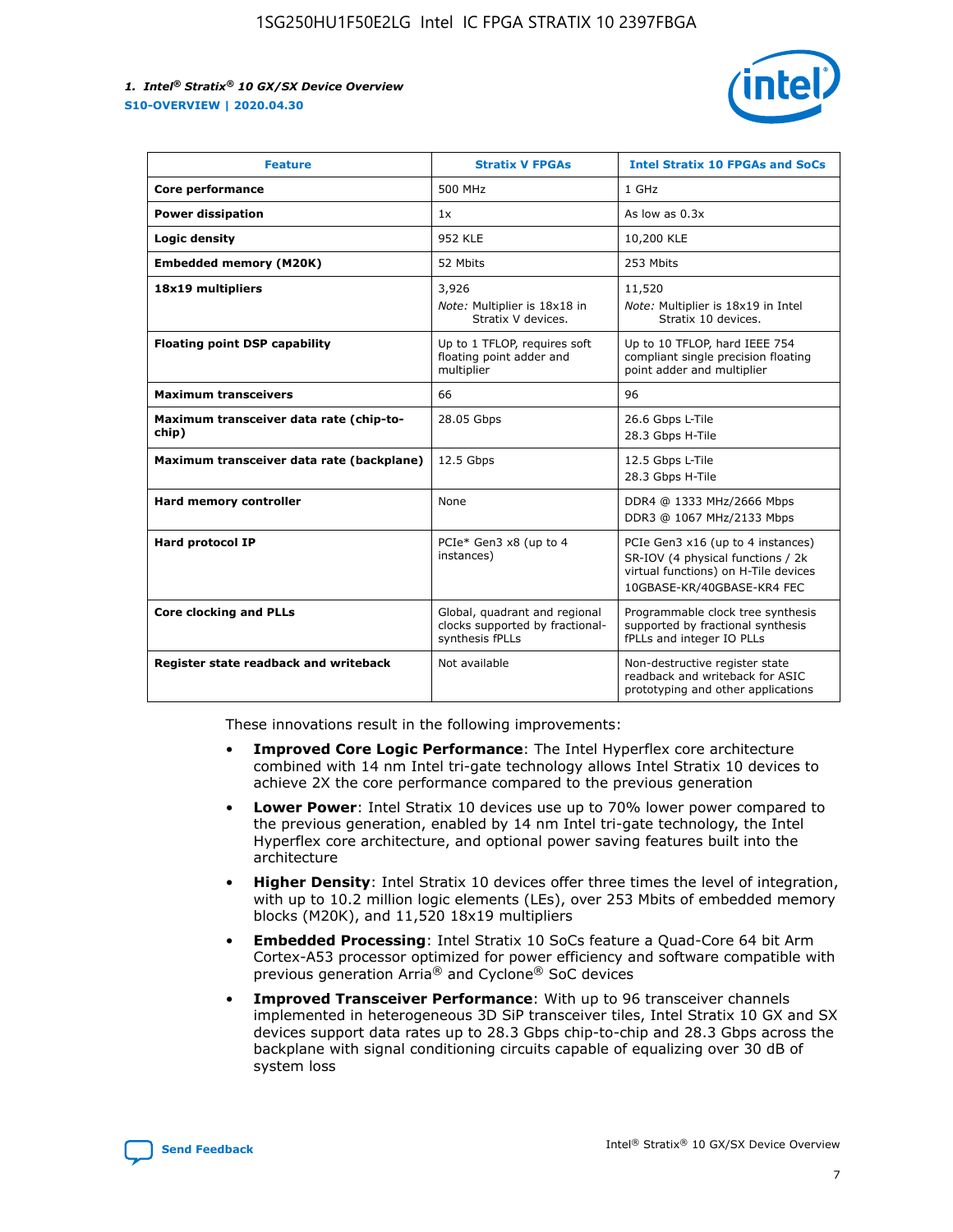| Feature | Stratix V FPGAs | Intel Stratix 10 FPGAs and SoCs |
| --- | --- | --- |
| **Core performance** | 500 MHz | 1 GHz |
| **Power dissipation** | 1x | As low as 0.3x |
| **Logic density** | 952 KLE | 10,200 KLE |
| **Embedded memory (M20K)** | 52 Mbits | 253 Mbits |
| **18x19 multipliers** | 3,926<br>*Note:* Multiplier is 18x18 in Stratix V devices. | 11,520<br>*Note:* Multiplier is 18x19 in Intel Stratix 10 devices. |
| **Floating point DSP capability** | Up to 1 TFLOP, requires soft floating point adder and multiplier | Up to 10 TFLOP, hard IEEE 754 compliant single precision floating point adder and multiplier |
| **Maximum transceivers** | 66 | 96 |
| **Maximum transceiver data rate (chip-to-chip)** | 28.05 Gbps | 26.6 Gbps L-Tile<br>28.3 Gbps H-Tile |
| **Maximum transceiver data rate (backplane)** | 12.5 Gbps | 12.5 Gbps L-Tile<br>28.3 Gbps H-Tile |
| **Hard memory controller** | None | DDR4 @ 1333 MHz/2666 Mbps<br>DDR3 @ 1067 MHz/2133 Mbps |
| **Hard protocol IP** | PCIe* Gen3 x8 (up to 4 instances) | PCIe Gen3 x16 (up to 4 instances)<br>SR-IOV (4 physical functions / 2k virtual functions) on H-Tile devices<br>10GBASE-KR/40GBASE-KR4 FEC |
| **Core clocking and PLLs** | Global, quadrant and regional clocks supported by fractional-synthesis fPLLs | Programmable clock tree synthesis supported by fractional synthesis fPLLs and integer IO PLLs |
| **Register state readback and writeback** | Not available | Non-destructive register state readback and writeback for ASIC prototyping and other applications |

These innovations result in the following improvements:

- **Improved Core Logic Performance**: The Intel Hyperflex core architecture combined with 14 nm Intel tri-gate technology allows Intel Stratix 10 devices to achieve 2X the core performance compared to the previous generation
- **Lower Power**: Intel Stratix 10 devices use up to 70% lower power compared to the previous generation, enabled by 14 nm Intel tri-gate technology, the Intel Hyperflex core architecture, and optional power saving features built into the architecture
- **Higher Density**: Intel Stratix 10 devices offer three times the level of integration, with up to 10.2 million logic elements (LEs), over 253 Mbits of embedded memory blocks (M20K), and 11,520 18x19 multipliers
- **Embedded Processing**: Intel Stratix 10 SoCs feature a Quad-Core 64 bit Arm Cortex-A53 processor optimized for power efficiency and software compatible with previous generation Arria® and Cyclone® SoC devices
- **Improved Transceiver Performance**: With up to 96 transceiver channels implemented in heterogeneous 3D SiP transceiver tiles, Intel Stratix 10 GX and SX devices support data rates up to 28.3 Gbps chip-to-chip and 28.3 Gbps across the backplane with signal conditioning circuits capable of equalizing over 30 dB of system loss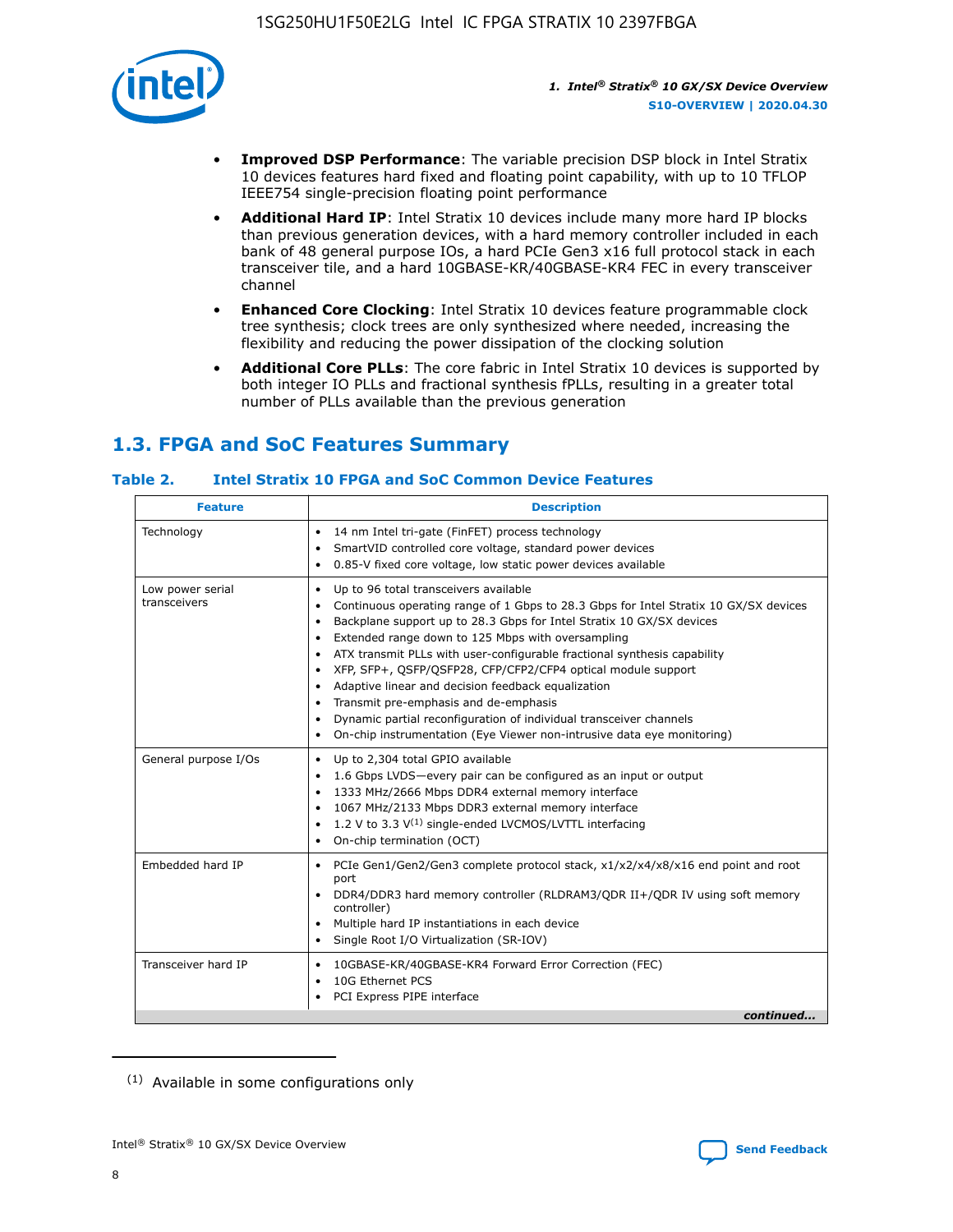- **Improved DSP Performance**: The variable precision DSP block in Intel Stratix 10 devices features hard fixed and floating point capability, with up to 10 TFLOP IEEE754 single-precision floating point performance
- **Additional Hard IP**: Intel Stratix 10 devices include many more hard IP blocks than previous generation devices, with a hard memory controller included in each bank of 48 general purpose IOs, a hard PCIe Gen3 x16 full protocol stack in each transceiver tile, and a hard 10GBASE-KR/40GBASE-KR4 FEC in every transceiver channel
- **Enhanced Core Clocking**: Intel Stratix 10 devices feature programmable clock tree synthesis; clock trees are only synthesized where needed, increasing the flexibility and reducing the power dissipation of the clocking solution
- **Additional Core PLLs**: The core fabric in Intel Stratix 10 devices is supported by both integer IO PLLs and fractional synthesis fPLLs, resulting in a greater total number of PLLs available than the previous generation

## 1.3. FPGA and SoC Features Summary

### Table 2. Intel Stratix 10 FPGA and SoC Common Device Features

| Feature | Description |
|---|---|
| Technology | • 14 nm Intel tri-gate (FinFET) process technology<br>• SmartVID controlled core voltage, standard power devices<br>• 0.85-V fixed core voltage, low static power devices available |
| Low power serial transceivers | • Up to 96 total transceivers available<br>• Continuous operating range of 1 Gbps to 28.3 Gbps for Intel Stratix 10 GX/SX devices<br>• Backplane support up to 28.3 Gbps for Intel Stratix 10 GX/SX devices<br>• Extended range down to 125 Mbps with oversampling<br>• ATX transmit PLLs with user-configurable fractional synthesis capability<br>• XFP, SFP+, QSFP/QSFP28, CFP/CFP2/CFP4 optical module support<br>• Adaptive linear and decision feedback equalization<br>• Transmit pre-emphasis and de-emphasis<br>• Dynamic partial reconfiguration of individual transceiver channels<br>• On-chip instrumentation (Eye Viewer non-intrusive data eye monitoring) |
| General purpose I/Os | • Up to 2,304 total GPIO available<br>• 1.6 Gbps LVDS—every pair can be configured as an input or output<br>• 1333 MHz/2666 Mbps DDR4 external memory interface<br>• 1067 MHz/2133 Mbps DDR3 external memory interface<br>• 1.2 V to 3.3 V[(1)] single-ended LVCMOS/LVTTL interfacing<br>• On-chip termination (OCT) |
| Embedded hard IP | • PCIe Gen1/Gen2/Gen3 complete protocol stack, x1/x2/x4/x8/x16 end point and root port<br>• DDR4/DDR3 hard memory controller (RLDRAM3/QDR II+/QDR IV using soft memory controller)<br>• Multiple hard IP instantiations in each device<br>• Single Root I/O Virtualization (SR-IOV) |
| Transceiver hard IP | • 10GBASE-KR/40GBASE-KR4 Forward Error Correction (FEC)<br>• 10G Ethernet PCS<br>• PCI Express PIPE interface |

*continued...*

(1) Available in some configurations only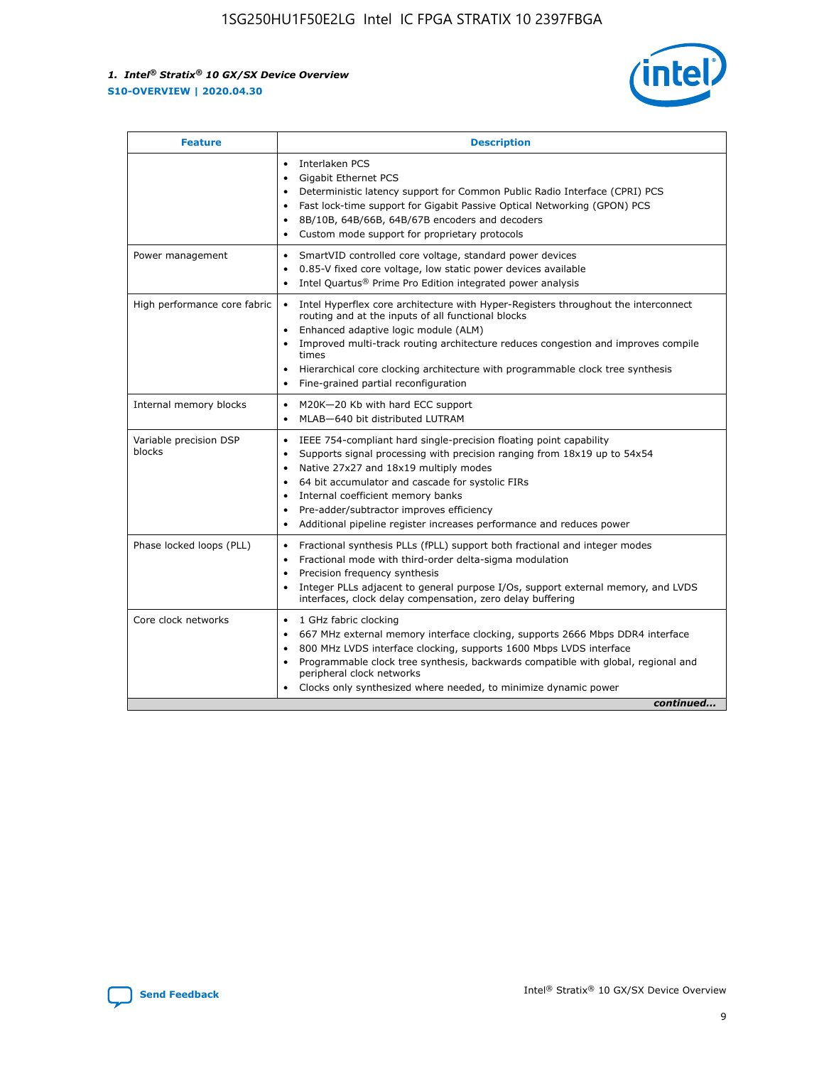| Feature | Description |
| --- | --- |
|  | • Interlaken PCS<br>• Gigabit Ethernet PCS<br>• Deterministic latency support for Common Public Radio Interface (CPRI) PCS<br>• Fast lock-time support for Gigabit Passive Optical Networking (GPON) PCS<br>• 8B/10B, 64B/66B, 64B/67B encoders and decoders<br>• Custom mode support for proprietary protocols |
| Power management | • SmartVID controlled core voltage, standard power devices<br>• 0.85-V fixed core voltage, low static power devices available<br>• Intel Quartus® Prime Pro Edition integrated power analysis |
| High performance core fabric | • Intel Hyperflex core architecture with Hyper-Registers throughout the interconnect routing and at the inputs of all functional blocks<br>• Enhanced adaptive logic module (ALM)<br>• Improved multi-track routing architecture reduces congestion and improves compile times<br>• Hierarchical core clocking architecture with programmable clock tree synthesis<br>• Fine-grained partial reconfiguration |
| Internal memory blocks | • M20K—20 Kb with hard ECC support<br>• MLAB—640 bit distributed LUTRAM |
| Variable precision DSP blocks | • IEEE 754-compliant hard single-precision floating point capability<br>• Supports signal processing with precision ranging from 18x19 up to 54x54<br>• Native 27x27 and 18x19 multiply modes<br>• 64 bit accumulator and cascade for systolic FIRs<br>• Internal coefficient memory banks<br>• Pre-adder/subtractor improves efficiency<br>• Additional pipeline register increases performance and reduces power |
| Phase locked loops (PLL) | • Fractional synthesis PLLs (fPLL) support both fractional and integer modes<br>• Fractional mode with third-order delta-sigma modulation<br>• Precision frequency synthesis<br>• Integer PLLs adjacent to general purpose I/Os, support external memory, and LVDS interfaces, clock delay compensation, zero delay buffering |
| Core clock networks | • 1 GHz fabric clocking<br>• 667 MHz external memory interface clocking, supports 2666 Mbps DDR4 interface<br>• 800 MHz LVDS interface clocking, supports 1600 Mbps LVDS interface<br>• Programmable clock tree synthesis, backwards compatible with global, regional and peripheral clock networks<br>• Clocks only synthesized where needed, to minimize dynamic power |

*continued...*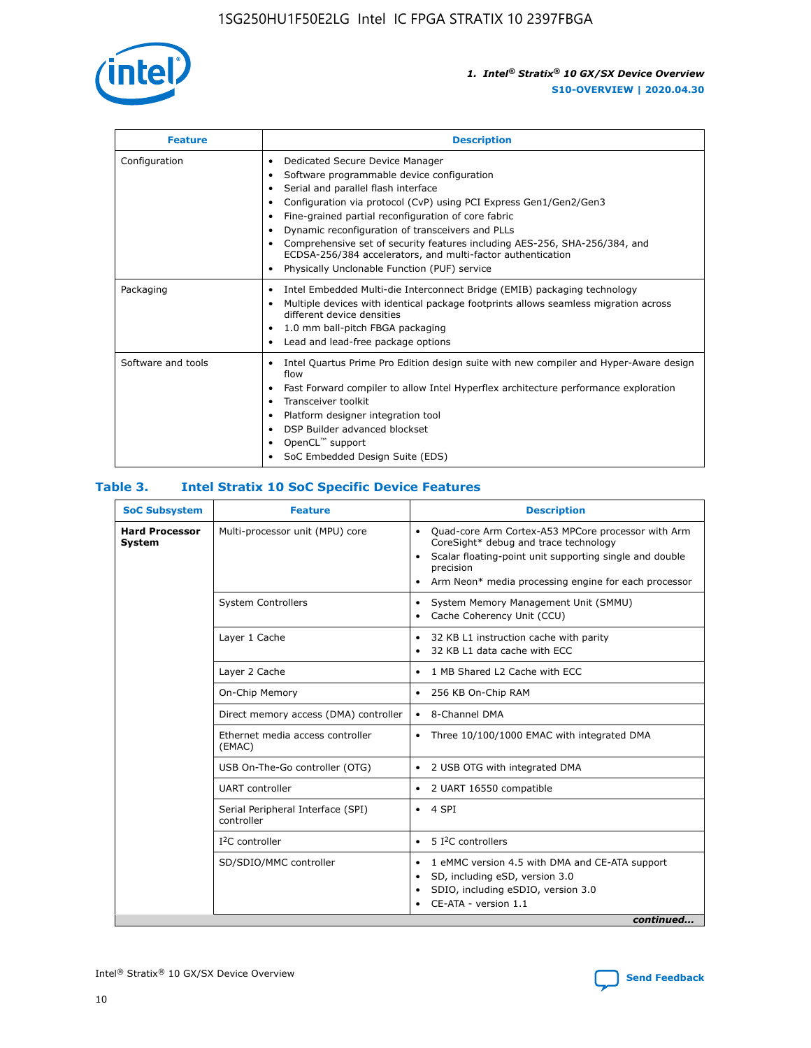| Feature | Description |
| --- | --- |
| Configuration | • Dedicated Secure Device Manager<br>• Software programmable device configuration<br>• Serial and parallel flash interface<br>• Configuration via protocol (CvP) using PCI Express Gen1/Gen2/Gen3<br>• Fine-grained partial reconfiguration of core fabric<br>• Dynamic reconfiguration of transceivers and PLLs<br>• Comprehensive set of security features including AES-256, SHA-256/384, and ECDSA-256/384 accelerators, and multi-factor authentication<br>• Physically Unclonable Function (PUF) service |
| Packaging | • Intel Embedded Multi-die Interconnect Bridge (EMIB) packaging technology<br>• Multiple devices with identical package footprints allows seamless migration across different device densities<br>• 1.0 mm ball-pitch FBGA packaging<br>• Lead and lead-free package options |
| Software and tools | • Intel Quartus Prime Pro Edition design suite with new compiler and Hyper-Aware design flow<br>• Fast Forward compiler to allow Intel Hyperflex architecture performance exploration<br>• Transceiver toolkit<br>• Platform designer integration tool<br>• DSP Builder advanced blockset<br>• OpenCL™ support<br>• SoC Embedded Design Suite (EDS) |

## Table 3. Intel Stratix 10 SoC Specific Device Features

| SoC Subsystem | Feature | Description |
| --- | --- | --- |
| **Hard Processor System** | Multi-processor unit (MPU) core | • Quad-core Arm Cortex-A53 MPCore processor with Arm CoreSight* debug and trace technology<br>• Scalar floating-point unit supporting single and double precision<br>• Arm Neon* media processing engine for each processor |
| | System Controllers | • System Memory Management Unit (SMMU)<br>• Cache Coherency Unit (CCU) |
| | Layer 1 Cache | • 32 KB L1 instruction cache with parity<br>• 32 KB L1 data cache with ECC |
| | Layer 2 Cache | • 1 MB Shared L2 Cache with ECC |
| | On-Chip Memory | • 256 KB On-Chip RAM |
| | Direct memory access (DMA) controller | • 8-Channel DMA |
| | Ethernet media access controller (EMAC) | • Three 10/100/1000 EMAC with integrated DMA |
| | USB On-The-Go controller (OTG) | • 2 USB OTG with integrated DMA |
| | UART controller | • 2 UART 16550 compatible |
| | Serial Peripheral Interface (SPI) controller | • 4 SPI |
| | I²C controller | • 5 I²C controllers |
| | SD/SDIO/MMC controller | • 1 eMMC version 4.5 with DMA and CE-ATA support<br>• SD, including eSD, version 3.0<br>• SDIO, including eSDIO, version 3.0<br>• CE-ATA - version 1.1 |

*continued...*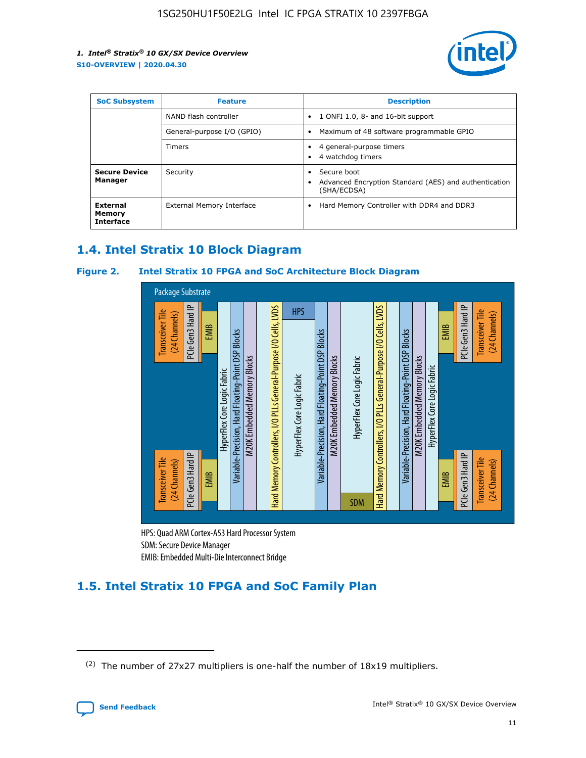| SoC Subsystem | Feature | Description |
| --- | --- | --- |
| | NAND flash controller | • 1 ONFI 1.0, 8- and 16-bit support |
| | General-purpose I/O (GPIO) | • Maximum of 48 software programmable GPIO |
| | Timers | • 4 general-purpose timers<br>• 4 watchdog timers |
| **Secure Device Manager** | Security | • Secure boot<br>• Advanced Encryption Standard (AES) and authentication (SHA/ECDSA) |
| **External Memory Interface** | External Memory Interface | • Hard Memory Controller with DDR4 and DDR3 |

## 1.4. Intel Stratix 10 Block Diagram

### Figure 2. Intel Stratix 10 FPGA and SoC Architecture Block Diagram

Package Substrate

Transceiver Tile (24 Channels) | PCIe Gen3 Hard IP | EMIB | HyperFlex Core Logic Fabric | Variable-Precision, Hard Floating-Point DSP Blocks | M20K Embedded Memory Blocks | Hard Memory Controllers, I/O PLLs General-Purpose I/O Cells, LVDS | HPS | HyperFlex Core Logic Fabric | Variable-Precision, Hard Floating-Point DSP Blocks | M20K Embedded Memory Blocks | HyperFlex Core Logic Fabric | SDM | Hard Memory Controllers, I/O PLLs General-Purpose I/O Cells, LVDS | Variable-Precision, Hard Floating-Point DSP Blocks | M20K Embedded Memory Blocks | HyperFlex Core Logic Fabric | EMIB | PCIe Gen3 Hard IP | Transceiver Tile (24 Channels)

HPS: Quad ARM Cortex-A53 Hard Processor System
SDM: Secure Device Manager
EMIB: Embedded Multi-Die Interconnect Bridge

## 1.5. Intel Stratix 10 FPGA and SoC Family Plan

---

(2) The number of 27x27 multipliers is one-half the number of 18x19 multipliers.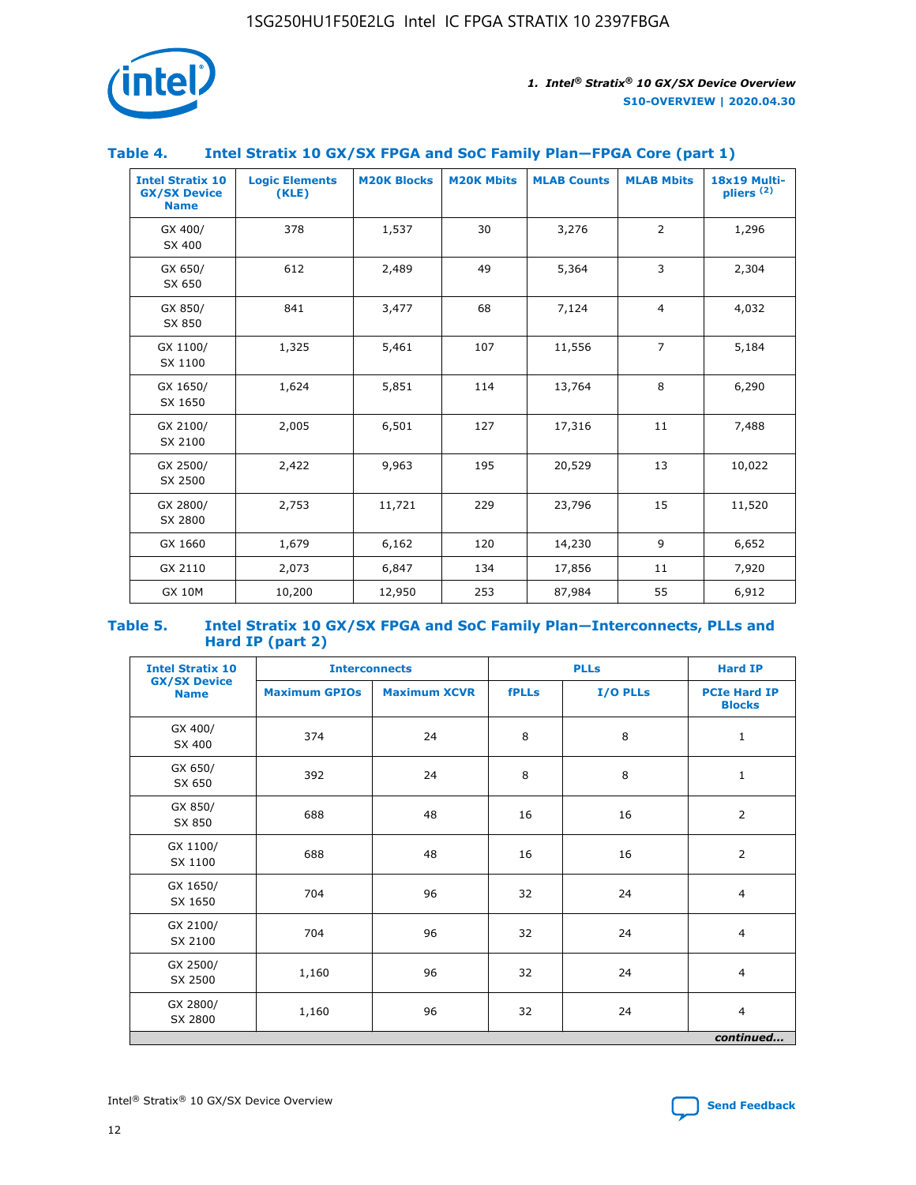## Table 4. Intel Stratix 10 GX/SX FPGA and SoC Family Plan—FPGA Core (part 1)

| Intel Stratix 10 GX/SX Device Name | Logic Elements (KLE) | M20K Blocks | M20K Mbits | MLAB Counts | MLAB Mbits | 18x19 Multi-pliers (2) |
|---|---|---|---|---|---|---|
| GX 400/ SX 400 | 378 | 1,537 | 30 | 3,276 | 2 | 1,296 |
| GX 650/ SX 650 | 612 | 2,489 | 49 | 5,364 | 3 | 2,304 |
| GX 850/ SX 850 | 841 | 3,477 | 68 | 7,124 | 4 | 4,032 |
| GX 1100/ SX 1100 | 1,325 | 5,461 | 107 | 11,556 | 7 | 5,184 |
| GX 1650/ SX 1650 | 1,624 | 5,851 | 114 | 13,764 | 8 | 6,290 |
| GX 2100/ SX 2100 | 2,005 | 6,501 | 127 | 17,316 | 11 | 7,488 |
| GX 2500/ SX 2500 | 2,422 | 9,963 | 195 | 20,529 | 13 | 10,022 |
| GX 2800/ SX 2800 | 2,753 | 11,721 | 229 | 23,796 | 15 | 11,520 |
| GX 1660 | 1,679 | 6,162 | 120 | 14,230 | 9 | 6,652 |
| GX 2110 | 2,073 | 6,847 | 134 | 17,856 | 11 | 7,920 |
| GX 10M | 10,200 | 12,950 | 253 | 87,984 | 55 | 6,912 |

## Table 5. Intel Stratix 10 GX/SX FPGA and SoC Family Plan—Interconnects, PLLs and Hard IP (part 2)

| Intel Stratix 10 GX/SX Device Name | Interconnects | | PLLs | | Hard IP |
|---|---|---|---|---|---|
| | Maximum GPIOs | Maximum XCVR | fPLLs | I/O PLLs | PCIe Hard IP Blocks |
| GX 400/ SX 400 | 374 | 24 | 8 | 8 | 1 |
| GX 650/ SX 650 | 392 | 24 | 8 | 8 | 1 |
| GX 850/ SX 850 | 688 | 48 | 16 | 16 | 2 |
| GX 1100/ SX 1100 | 688 | 48 | 16 | 16 | 2 |
| GX 1650/ SX 1650 | 704 | 96 | 32 | 24 | 4 |
| GX 2100/ SX 2100 | 704 | 96 | 32 | 24 | 4 |
| GX 2500/ SX 2500 | 1,160 | 96 | 32 | 24 | 4 |
| GX 2800/ SX 2800 | 1,160 | 96 | 32 | 24 | 4 |

*continued...*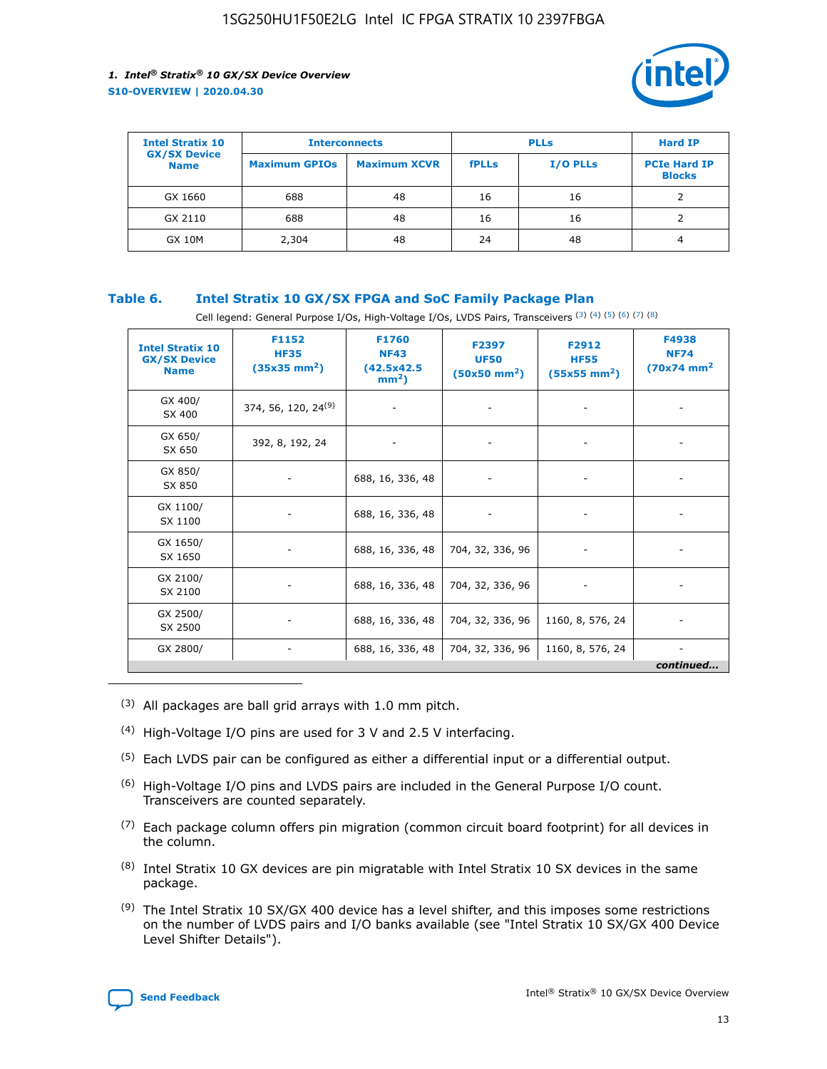| Intel Stratix 10 GX/SX Device Name | Interconnects | | PLLs | | Hard IP |
|---|---|---|---|---|---|
| | Maximum GPIOs | Maximum XCVR | fPLLs | I/O PLLs | PCIe Hard IP Blocks |
| GX 1660 | 688 | 48 | 16 | 16 | 2 |
| GX 2110 | 688 | 48 | 16 | 16 | 2 |
| GX 10M | 2,304 | 48 | 24 | 48 | 4 |

### Table 6. Intel Stratix 10 GX/SX FPGA and SoC Family Package Plan

Cell legend: General Purpose I/Os, High-Voltage I/Os, LVDS Pairs, Transceivers [(3)] [(4)] [(5)] [(6)] [(7)] [(8)]

| Intel Stratix 10 GX/SX Device Name | F1152 HF35 (35x35 mm$^2$) | F1760 NF43 (42.5x42.5 mm$^2$) | F2397 UF50 (50x50 mm$^2$) | F2912 HF55 (55x55 mm$^2$) | F4938 NF74 (70x74 mm$^2$) |
|---|---|---|---|---|---|
| GX 400/ SX 400 | 374, 56, 120, 24[(9)] | - | - | - | - |
| GX 650/ SX 650 | 392, 8, 192, 24 | - | - | - | - |
| GX 850/ SX 850 | - | 688, 16, 336, 48 | - | - | - |
| GX 1100/ SX 1100 | - | 688, 16, 336, 48 | - | - | - |
| GX 1650/ SX 1650 | - | 688, 16, 336, 48 | 704, 32, 336, 96 | - | - |
| GX 2100/ SX 2100 | - | 688, 16, 336, 48 | 704, 32, 336, 96 | - | - |
| GX 2500/ SX 2500 | - | 688, 16, 336, 48 | 704, 32, 336, 96 | 1160, 8, 576, 24 | - |
| GX 2800/ | - | 688, 16, 336, 48 | 704, 32, 336, 96 | 1160, 8, 576, 24 | - |

*continued...*

(3) All packages are ball grid arrays with 1.0 mm pitch.

(4) High-Voltage I/O pins are used for 3 V and 2.5 V interfacing.

(5) Each LVDS pair can be configured as either a differential input or a differential output.

(6) High-Voltage I/O pins and LVDS pairs are included in the General Purpose I/O count. Transceivers are counted separately.

(7) Each package column offers pin migration (common circuit board footprint) for all devices in the column.

(8) Intel Stratix 10 GX devices are pin migratable with Intel Stratix 10 SX devices in the same package.

(9) The Intel Stratix 10 SX/GX 400 device has a level shifter, and this imposes some restrictions on the number of LVDS pairs and I/O banks available (see "Intel Stratix 10 SX/GX 400 Device Level Shifter Details").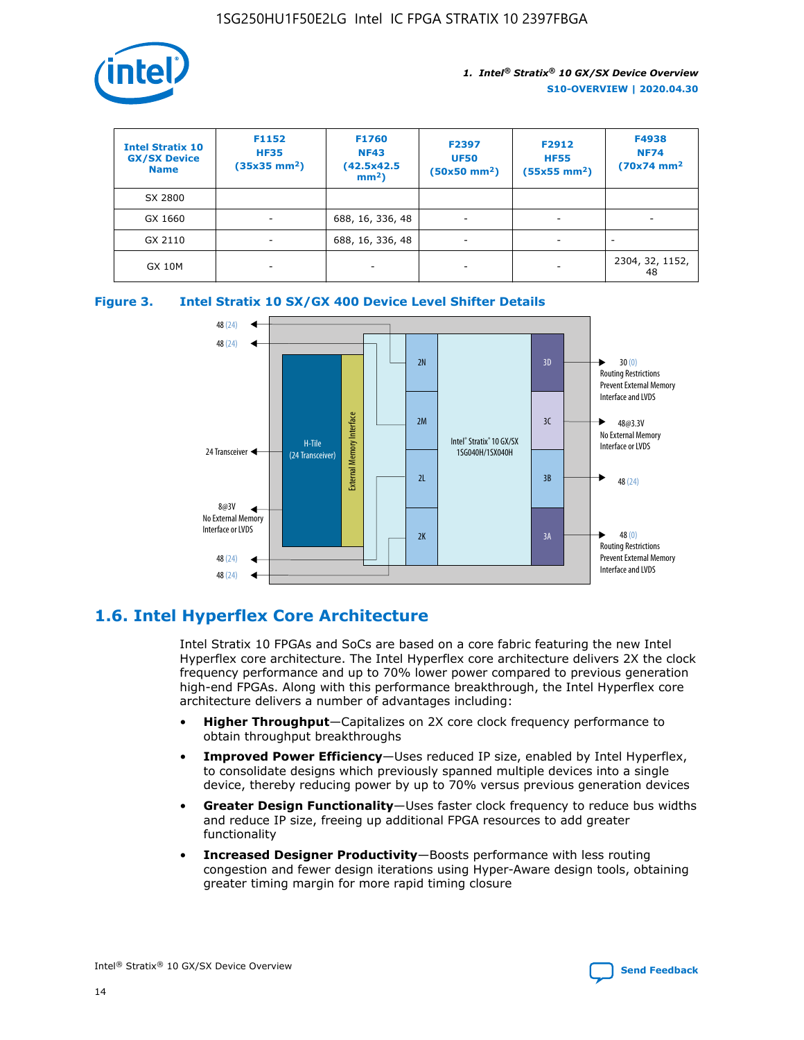| Intel Stratix 10 GX/SX Device Name | F1152 HF35 (35x35 mm²) | F1760 NF43 (42.5x42.5 mm²) | F2397 UF50 (50x50 mm²) | F2912 HF55 (55x55 mm²) | F4938 NF74 (70x74 mm² |
|---|---|---|---|---|---|
| SX 2800 | | | | | |
| GX 1660 | - | 688, 16, 336, 48 | - | - | - |
| GX 2110 | - | 688, 16, 336, 48 | - | - | - |
| GX 10M | - | - | - | - | 2304, 32, 1152, 48 |

**Figure 3. Intel Stratix 10 SX/GX 400 Device Level Shifter Details**

48 (24)
48 (24)
24 Transceiver
8@3V No External Memory Interface or LVDS
48 (24)
48 (24)
H-Tile (24 Transceiver)
External Memory Interface
2N
2M
2L
2K
Intel® Stratix® 10 GX/SX 1SG040H/1SX040H
3D
3C
3B
3A
30 (0) Routing Restrictions Prevent External Memory Interface and LVDS
48@3.3V No External Memory Interface or LVDS
48 (24)
48 (0) Routing Restrictions Prevent External Memory Interface and LVDS

## 1.6. Intel Hyperflex Core Architecture

Intel Stratix 10 FPGAs and SoCs are based on a core fabric featuring the new Intel Hyperflex core architecture. The Intel Hyperflex core architecture delivers 2X the clock frequency performance and up to 70% lower power compared to previous generation high-end FPGAs. Along with this performance breakthrough, the Intel Hyperflex core architecture delivers a number of advantages including:

- **Higher Throughput**—Capitalizes on 2X core clock frequency performance to obtain throughput breakthroughs
- **Improved Power Efficiency**—Uses reduced IP size, enabled by Intel Hyperflex, to consolidate designs which previously spanned multiple devices into a single device, thereby reducing power by up to 70% versus previous generation devices
- **Greater Design Functionality**—Uses faster clock frequency to reduce bus widths and reduce IP size, freeing up additional FPGA resources to add greater functionality
- **Increased Designer Productivity**—Boosts performance with less routing congestion and fewer design iterations using Hyper-Aware design tools, obtaining greater timing margin for more rapid timing closure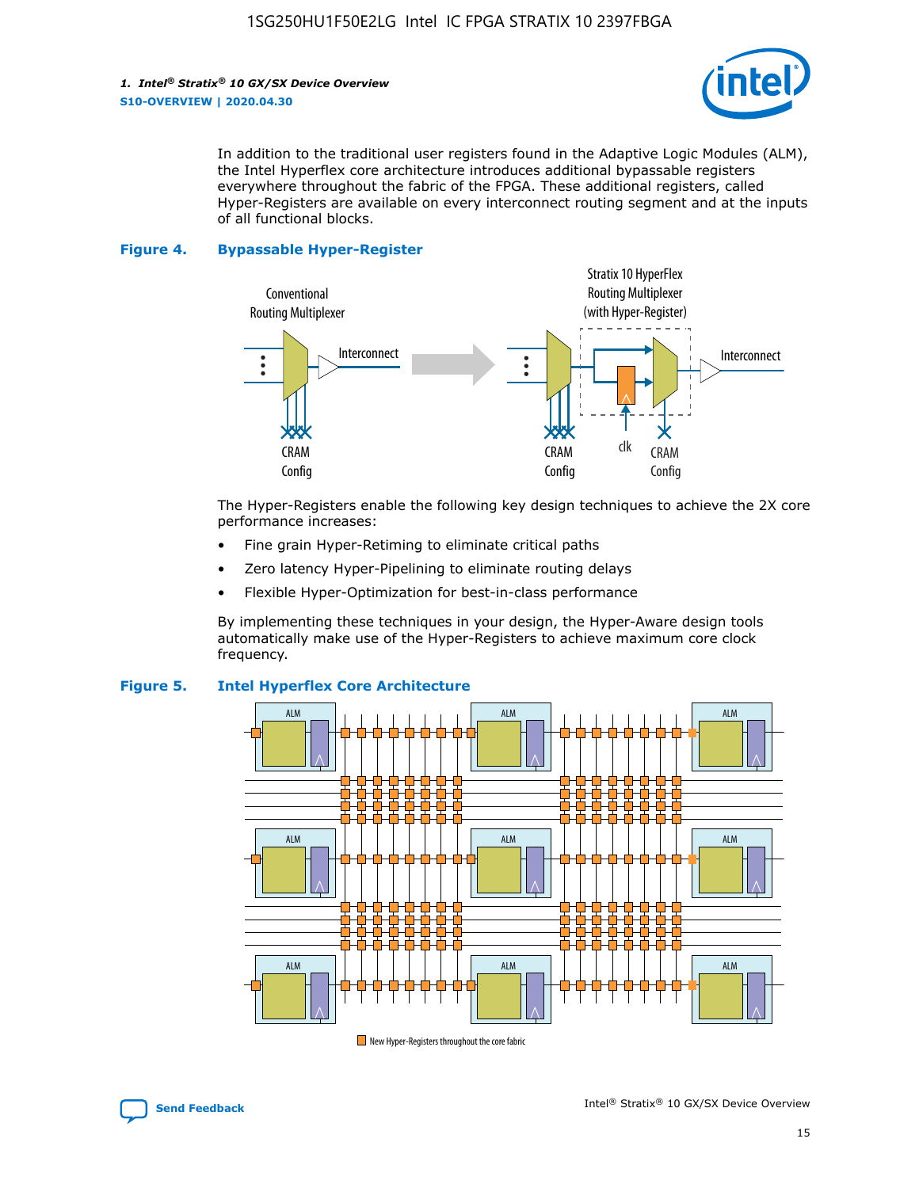In addition to the traditional user registers found in the Adaptive Logic Modules (ALM), the Intel Hyperflex core architecture introduces additional bypassable registers everywhere throughout the fabric of the FPGA. These additional registers, called Hyper-Registers are available on every interconnect routing segment and at the inputs of all functional blocks.

**Figure 4. Bypassable Hyper-Register**

The Hyper-Registers enable the following key design techniques to achieve the 2X core performance increases:

- Fine grain Hyper-Retiming to eliminate critical paths
- Zero latency Hyper-Pipelining to eliminate routing delays
- Flexible Hyper-Optimization for best-in-class performance

By implementing these techniques in your design, the Hyper-Aware design tools automatically make use of the Hyper-Registers to achieve maximum core clock frequency.

**Figure 5. Intel Hyperflex Core Architecture**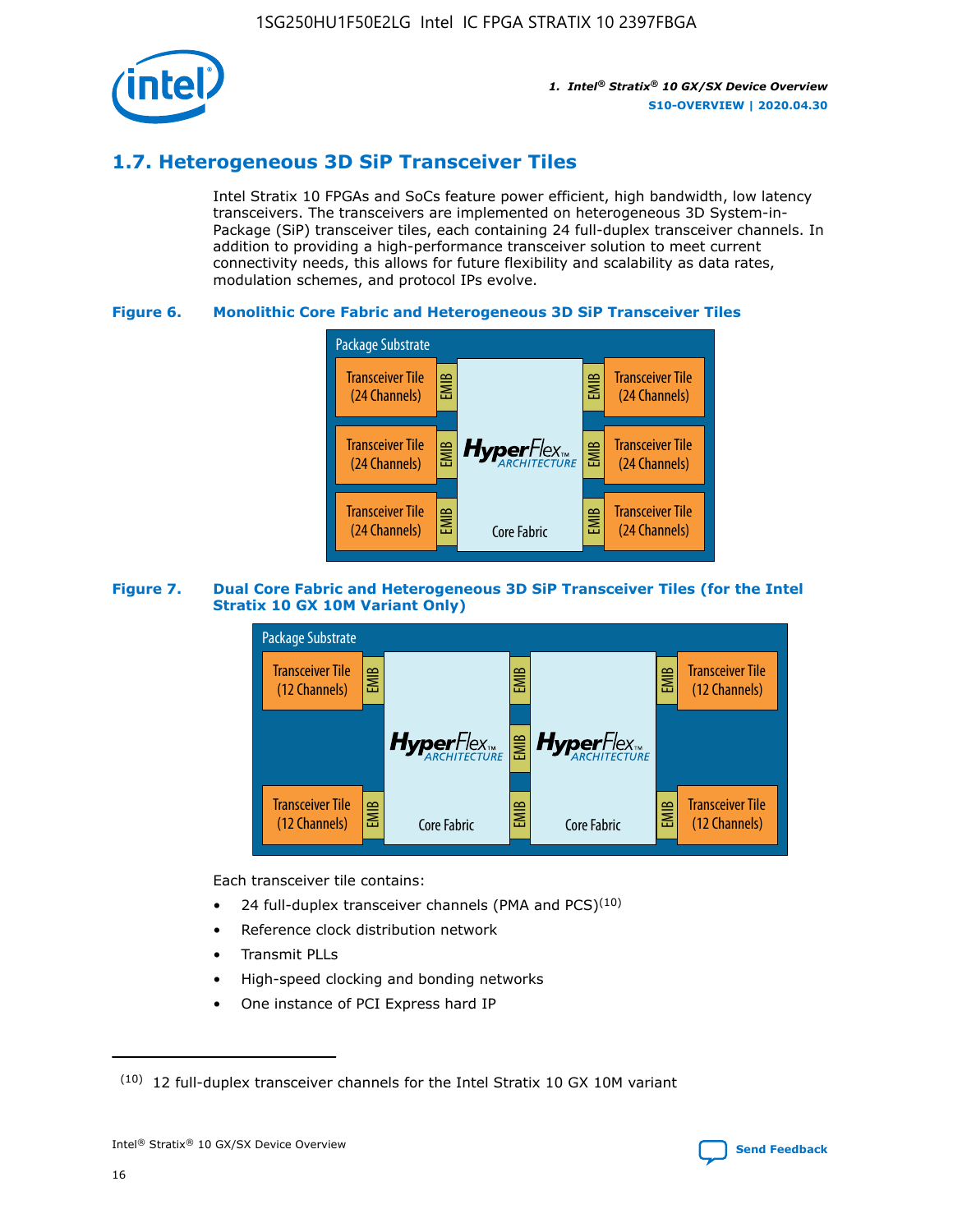## 1.7. Heterogeneous 3D SiP Transceiver Tiles

Intel Stratix 10 FPGAs and SoCs feature power efficient, high bandwidth, low latency transceivers. The transceivers are implemented on heterogeneous 3D System-in-Package (SiP) transceiver tiles, each containing 24 full-duplex transceiver channels. In addition to providing a high-performance transceiver solution to meet current connectivity needs, this allows for future flexibility and scalability as data rates, modulation schemes, and protocol IPs evolve.

**Figure 6. Monolithic Core Fabric and Heterogeneous 3D SiP Transceiver Tiles**

Package Substrate

Transceiver Tile (24 Channels) | EMIB | HyperFlex ARCHITECTURE Core Fabric | EMIB | Transceiver Tile (24 Channels)

Transceiver Tile (24 Channels) | EMIB | | EMIB | Transceiver Tile (24 Channels)

Transceiver Tile (24 Channels) | EMIB | | EMIB | Transceiver Tile (24 Channels)

**Figure 7. Dual Core Fabric and Heterogeneous 3D SiP Transceiver Tiles (for the Intel Stratix 10 GX 10M Variant Only)**

Package Substrate

Transceiver Tile (12 Channels) | EMIB | HyperFlex ARCHITECTURE Core Fabric | EMIB | HyperFlex ARCHITECTURE Core Fabric | EMIB | Transceiver Tile (12 Channels)

Transceiver Tile (12 Channels) | EMIB | | EMIB | | EMIB | Transceiver Tile (12 Channels)

Each transceiver tile contains:

- 24 full-duplex transceiver channels (PMA and PCS)[10]
- Reference clock distribution network
- Transmit PLLs
- High-speed clocking and bonding networks
- One instance of PCI Express hard IP

(10) 12 full-duplex transceiver channels for the Intel Stratix 10 GX 10M variant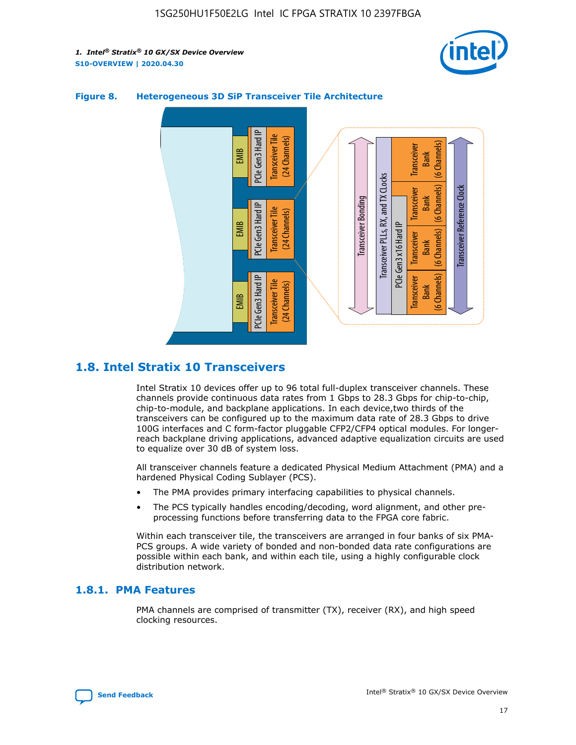**Figure 8. Heterogeneous 3D SiP Transceiver Tile Architecture**

## 1.8. Intel Stratix 10 Transceivers

Intel Stratix 10 devices offer up to 96 total full-duplex transceiver channels. These channels provide continuous data rates from 1 Gbps to 28.3 Gbps for chip-to-chip, chip-to-module, and backplane applications. In each device,two thirds of the transceivers can be configured up to the maximum data rate of 28.3 Gbps to drive 100G interfaces and C form-factor pluggable CFP2/CFP4 optical modules. For longer-reach backplane driving applications, advanced adaptive equalization circuits are used to equalize over 30 dB of system loss.

All transceiver channels feature a dedicated Physical Medium Attachment (PMA) and a hardened Physical Coding Sublayer (PCS).

- The PMA provides primary interfacing capabilities to physical channels.
- The PCS typically handles encoding/decoding, word alignment, and other pre-processing functions before transferring data to the FPGA core fabric.

Within each transceiver tile, the transceivers are arranged in four banks of six PMA-PCS groups. A wide variety of bonded and non-bonded data rate configurations are possible within each bank, and within each tile, using a highly configurable clock distribution network.

### 1.8.1. PMA Features

PMA channels are comprised of transmitter (TX), receiver (RX), and high speed clocking resources.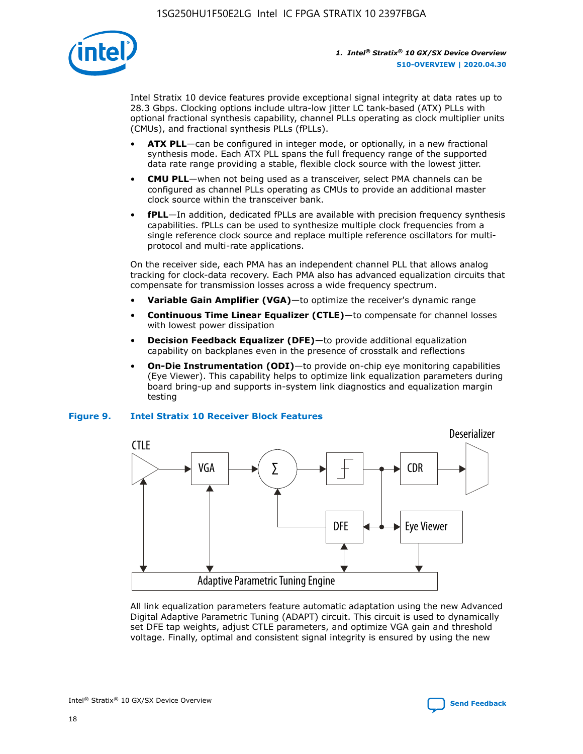Intel Stratix 10 device features provide exceptional signal integrity at data rates up to 28.3 Gbps. Clocking options include ultra-low jitter LC tank-based (ATX) PLLs with optional fractional synthesis capability, channel PLLs operating as clock multiplier units (CMUs), and fractional synthesis PLLs (fPLLs).

- **ATX PLL**—can be configured in integer mode, or optionally, in a new fractional synthesis mode. Each ATX PLL spans the full frequency range of the supported data rate range providing a stable, flexible clock source with the lowest jitter.
- **CMU PLL**—when not being used as a transceiver, select PMA channels can be configured as channel PLLs operating as CMUs to provide an additional master clock source within the transceiver bank.
- **fPLL**—In addition, dedicated fPLLs are available with precision frequency synthesis capabilities. fPLLs can be used to synthesize multiple clock frequencies from a single reference clock source and replace multiple reference oscillators for multi-protocol and multi-rate applications.

On the receiver side, each PMA has an independent channel PLL that allows analog tracking for clock-data recovery. Each PMA also has advanced equalization circuits that compensate for transmission losses across a wide frequency spectrum.

- **Variable Gain Amplifier (VGA)**—to optimize the receiver's dynamic range
- **Continuous Time Linear Equalizer (CTLE)**—to compensate for channel losses with lowest power dissipation
- **Decision Feedback Equalizer (DFE)**—to provide additional equalization capability on backplanes even in the presence of crosstalk and reflections
- **On-Die Instrumentation (ODI)**—to provide on-chip eye monitoring capabilities (Eye Viewer). This capability helps to optimize link equalization parameters during board bring-up and supports in-system link diagnostics and equalization margin testing

**Figure 9. Intel Stratix 10 Receiver Block Features**

All link equalization parameters feature automatic adaptation using the new Advanced Digital Adaptive Parametric Tuning (ADAPT) circuit. This circuit is used to dynamically set DFE tap weights, adjust CTLE parameters, and optimize VGA gain and threshold voltage. Finally, optimal and consistent signal integrity is ensured by using the new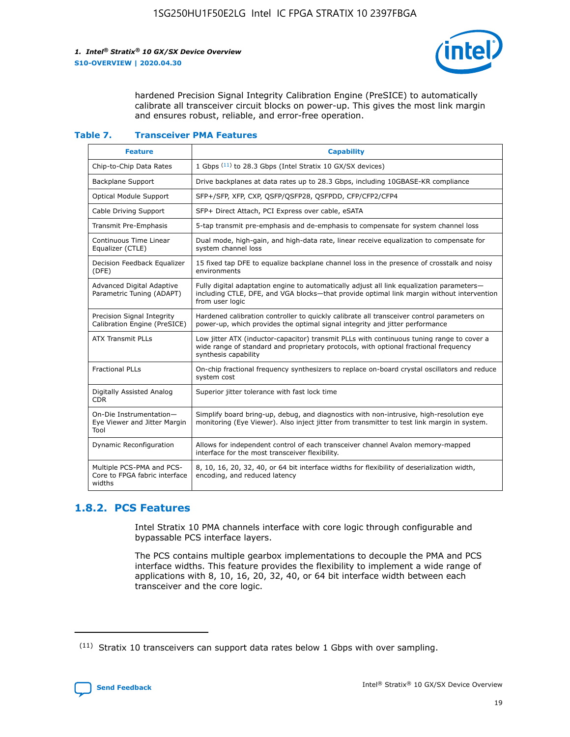hardened Precision Signal Integrity Calibration Engine (PreSICE) to automatically calibrate all transceiver circuit blocks on power-up. This gives the most link margin and ensures robust, reliable, and error-free operation.

**Table 7. Transceiver PMA Features**

| Feature | Capability |
| --- | --- |
| Chip-to-Chip Data Rates | 1 Gbps [11] to 28.3 Gbps (Intel Stratix 10 GX/SX devices) |
| Backplane Support | Drive backplanes at data rates up to 28.3 Gbps, including 10GBASE-KR compliance |
| Optical Module Support | SFP+/SFP, XFP, CXP, QSFP/QSFP28, QSFPDD, CFP/CFP2/CFP4 |
| Cable Driving Support | SFP+ Direct Attach, PCI Express over cable, eSATA |
| Transmit Pre-Emphasis | 5-tap transmit pre-emphasis and de-emphasis to compensate for system channel loss |
| Continuous Time Linear Equalizer (CTLE) | Dual mode, high-gain, and high-data rate, linear receive equalization to compensate for system channel loss |
| Decision Feedback Equalizer (DFE) | 15 fixed tap DFE to equalize backplane channel loss in the presence of crosstalk and noisy environments |
| Advanced Digital Adaptive Parametric Tuning (ADAPT) | Fully digital adaptation engine to automatically adjust all link equalization parameters—including CTLE, DFE, and VGA blocks—that provide optimal link margin without intervention from user logic |
| Precision Signal Integrity Calibration Engine (PreSICE) | Hardened calibration controller to quickly calibrate all transceiver control parameters on power-up, which provides the optimal signal integrity and jitter performance |
| ATX Transmit PLLs | Low jitter ATX (inductor-capacitor) transmit PLLs with continuous tuning range to cover a wide range of standard and proprietary protocols, with optional fractional frequency synthesis capability |
| Fractional PLLs | On-chip fractional frequency synthesizers to replace on-board crystal oscillators and reduce system cost |
| Digitally Assisted Analog CDR | Superior jitter tolerance with fast lock time |
| On-Die Instrumentation—Eye Viewer and Jitter Margin Tool | Simplify board bring-up, debug, and diagnostics with non-intrusive, high-resolution eye monitoring (Eye Viewer). Also inject jitter from transmitter to test link margin in system. |
| Dynamic Reconfiguration | Allows for independent control of each transceiver channel Avalon memory-mapped interface for the most transceiver flexibility. |
| Multiple PCS-PMA and PCS-Core to FPGA fabric interface widths | 8, 10, 16, 20, 32, 40, or 64 bit interface widths for flexibility of deserialization width, encoding, and reduced latency |

## 1.8.2. PCS Features

Intel Stratix 10 PMA channels interface with core logic through configurable and bypassable PCS interface layers.

The PCS contains multiple gearbox implementations to decouple the PMA and PCS interface widths. This feature provides the flexibility to implement a wide range of applications with 8, 10, 16, 20, 32, 40, or 64 bit interface width between each transceiver and the core logic.

[11] Stratix 10 transceivers can support data rates below 1 Gbps with over sampling.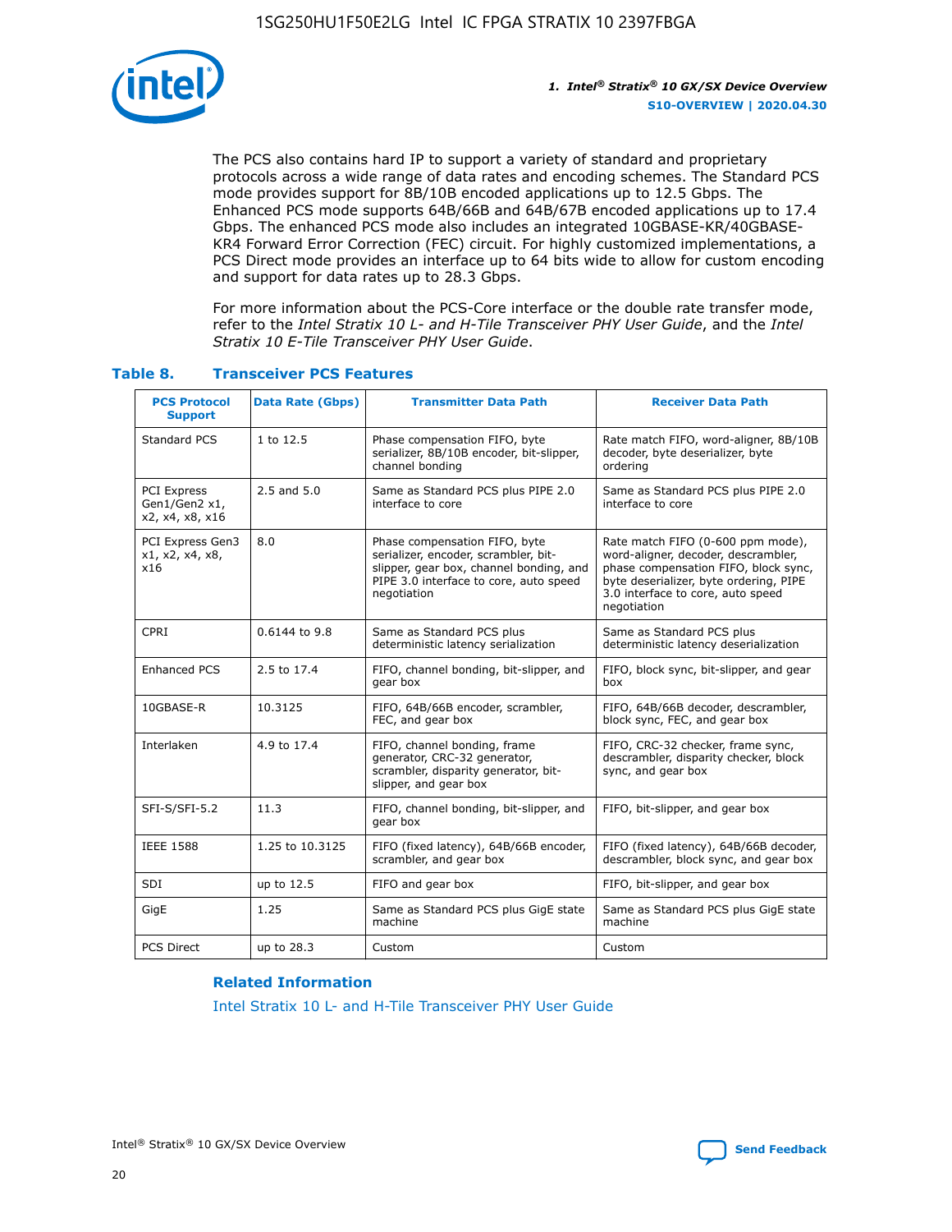The PCS also contains hard IP to support a variety of standard and proprietary protocols across a wide range of data rates and encoding schemes. The Standard PCS mode provides support for 8B/10B encoded applications up to 12.5 Gbps. The Enhanced PCS mode supports 64B/66B and 64B/67B encoded applications up to 17.4 Gbps. The enhanced PCS mode also includes an integrated 10GBASE-KR/40GBASE-KR4 Forward Error Correction (FEC) circuit. For highly customized implementations, a PCS Direct mode provides an interface up to 64 bits wide to allow for custom encoding and support for data rates up to 28.3 Gbps.

For more information about the PCS-Core interface or the double rate transfer mode, refer to the *Intel Stratix 10 L- and H-Tile Transceiver PHY User Guide*, and the *Intel Stratix 10 E-Tile Transceiver PHY User Guide*.

### Table 8. Transceiver PCS Features

| PCS Protocol Support | Data Rate (Gbps) | Transmitter Data Path | Receiver Data Path |
|---|---|---|---|
| Standard PCS | 1 to 12.5 | Phase compensation FIFO, byte serializer, 8B/10B encoder, bit-slipper, channel bonding | Rate match FIFO, word-aligner, 8B/10B decoder, byte deserializer, byte ordering |
| PCI Express Gen1/Gen2 x1, x2, x4, x8, x16 | 2.5 and 5.0 | Same as Standard PCS plus PIPE 2.0 interface to core | Same as Standard PCS plus PIPE 2.0 interface to core |
| PCI Express Gen3 x1, x2, x4, x8, x16 | 8.0 | Phase compensation FIFO, byte serializer, encoder, scrambler, bit-slipper, gear box, channel bonding, and PIPE 3.0 interface to core, auto speed negotiation | Rate match FIFO (0-600 ppm mode), word-aligner, decoder, descrambler, phase compensation FIFO, block sync, byte deserializer, byte ordering, PIPE 3.0 interface to core, auto speed negotiation |
| CPRI | 0.6144 to 9.8 | Same as Standard PCS plus deterministic latency serialization | Same as Standard PCS plus deterministic latency deserialization |
| Enhanced PCS | 2.5 to 17.4 | FIFO, channel bonding, bit-slipper, and gear box | FIFO, block sync, bit-slipper, and gear box |
| 10GBASE-R | 10.3125 | FIFO, 64B/66B encoder, scrambler, FEC, and gear box | FIFO, 64B/66B decoder, descrambler, block sync, FEC, and gear box |
| Interlaken | 4.9 to 17.4 | FIFO, channel bonding, frame generator, CRC-32 generator, scrambler, disparity generator, bit-slipper, and gear box | FIFO, CRC-32 checker, frame sync, descrambler, disparity checker, block sync, and gear box |
| SFI-S/SFI-5.2 | 11.3 | FIFO, channel bonding, bit-slipper, and gear box | FIFO, bit-slipper, and gear box |
| IEEE 1588 | 1.25 to 10.3125 | FIFO (fixed latency), 64B/66B encoder, scrambler, and gear box | FIFO (fixed latency), 64B/66B decoder, descrambler, block sync, and gear box |
| SDI | up to 12.5 | FIFO and gear box | FIFO, bit-slipper, and gear box |
| GigE | 1.25 | Same as Standard PCS plus GigE state machine | Same as Standard PCS plus GigE state machine |
| PCS Direct | up to 28.3 | Custom | Custom |

#### Related Information

Intel Stratix 10 L- and H-Tile Transceiver PHY User Guide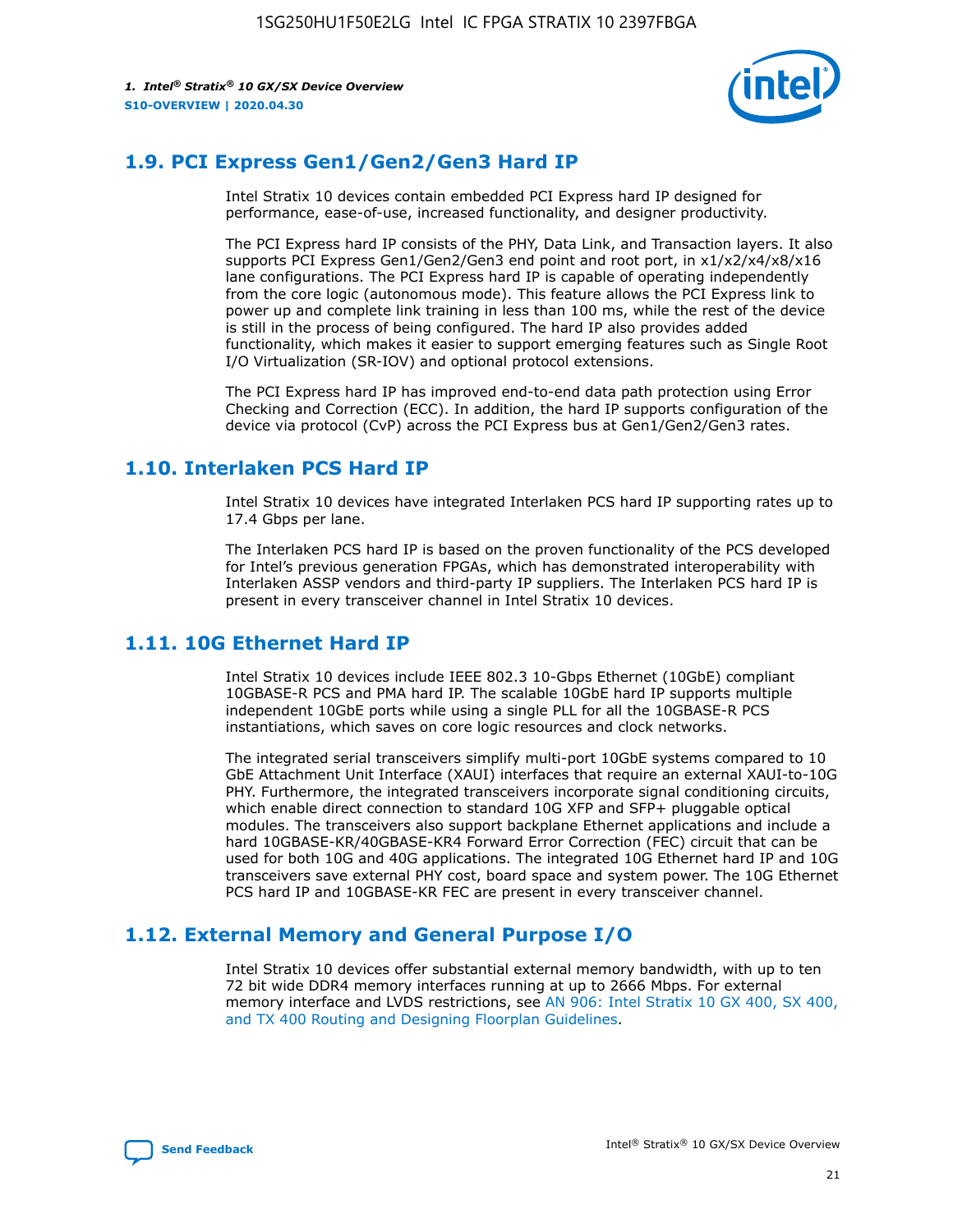## 1.9. PCI Express Gen1/Gen2/Gen3 Hard IP

Intel Stratix 10 devices contain embedded PCI Express hard IP designed for performance, ease-of-use, increased functionality, and designer productivity.

The PCI Express hard IP consists of the PHY, Data Link, and Transaction layers. It also supports PCI Express Gen1/Gen2/Gen3 end point and root port, in x1/x2/x4/x8/x16 lane configurations. The PCI Express hard IP is capable of operating independently from the core logic (autonomous mode). This feature allows the PCI Express link to power up and complete link training in less than 100 ms, while the rest of the device is still in the process of being configured. The hard IP also provides added functionality, which makes it easier to support emerging features such as Single Root I/O Virtualization (SR-IOV) and optional protocol extensions.

The PCI Express hard IP has improved end-to-end data path protection using Error Checking and Correction (ECC). In addition, the hard IP supports configuration of the device via protocol (CvP) across the PCI Express bus at Gen1/Gen2/Gen3 rates.

## 1.10. Interlaken PCS Hard IP

Intel Stratix 10 devices have integrated Interlaken PCS hard IP supporting rates up to 17.4 Gbps per lane.

The Interlaken PCS hard IP is based on the proven functionality of the PCS developed for Intel's previous generation FPGAs, which has demonstrated interoperability with Interlaken ASSP vendors and third-party IP suppliers. The Interlaken PCS hard IP is present in every transceiver channel in Intel Stratix 10 devices.

## 1.11. 10G Ethernet Hard IP

Intel Stratix 10 devices include IEEE 802.3 10-Gbps Ethernet (10GbE) compliant 10GBASE-R PCS and PMA hard IP. The scalable 10GbE hard IP supports multiple independent 10GbE ports while using a single PLL for all the 10GBASE-R PCS instantiations, which saves on core logic resources and clock networks.

The integrated serial transceivers simplify multi-port 10GbE systems compared to 10 GbE Attachment Unit Interface (XAUI) interfaces that require an external XAUI-to-10G PHY. Furthermore, the integrated transceivers incorporate signal conditioning circuits, which enable direct connection to standard 10G XFP and SFP+ pluggable optical modules. The transceivers also support backplane Ethernet applications and include a hard 10GBASE-KR/40GBASE-KR4 Forward Error Correction (FEC) circuit that can be used for both 10G and 40G applications. The integrated 10G Ethernet hard IP and 10G transceivers save external PHY cost, board space and system power. The 10G Ethernet PCS hard IP and 10GBASE-KR FEC are present in every transceiver channel.

## 1.12. External Memory and General Purpose I/O

Intel Stratix 10 devices offer substantial external memory bandwidth, with up to ten 72 bit wide DDR4 memory interfaces running at up to 2666 Mbps. For external memory interface and LVDS restrictions, see AN 906: Intel Stratix 10 GX 400, SX 400, and TX 400 Routing and Designing Floorplan Guidelines.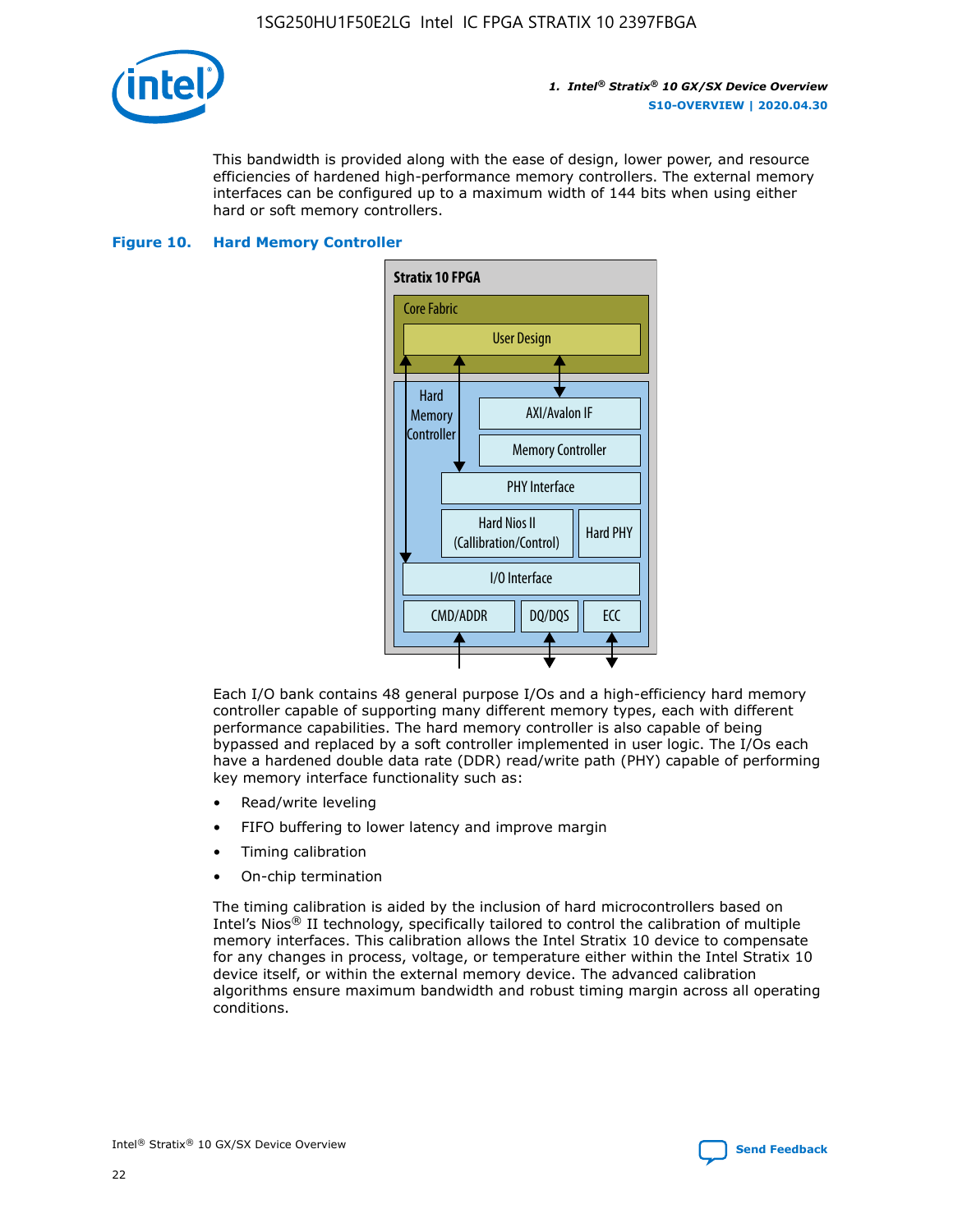This bandwidth is provided along with the ease of design, lower power, and resource efficiencies of hardened high-performance memory controllers. The external memory interfaces can be configured up to a maximum width of 144 bits when using either hard or soft memory controllers.

**Figure 10. Hard Memory Controller**

Each I/O bank contains 48 general purpose I/Os and a high-efficiency hard memory controller capable of supporting many different memory types, each with different performance capabilities. The hard memory controller is also capable of being bypassed and replaced by a soft controller implemented in user logic. The I/Os each have a hardened double data rate (DDR) read/write path (PHY) capable of performing key memory interface functionality such as:

- Read/write leveling
- FIFO buffering to lower latency and improve margin
- Timing calibration
- On-chip termination

The timing calibration is aided by the inclusion of hard microcontrollers based on Intel's Nios® II technology, specifically tailored to control the calibration of multiple memory interfaces. This calibration allows the Intel Stratix 10 device to compensate for any changes in process, voltage, or temperature either within the Intel Stratix 10 device itself, or within the external memory device. The advanced calibration algorithms ensure maximum bandwidth and robust timing margin across all operating conditions.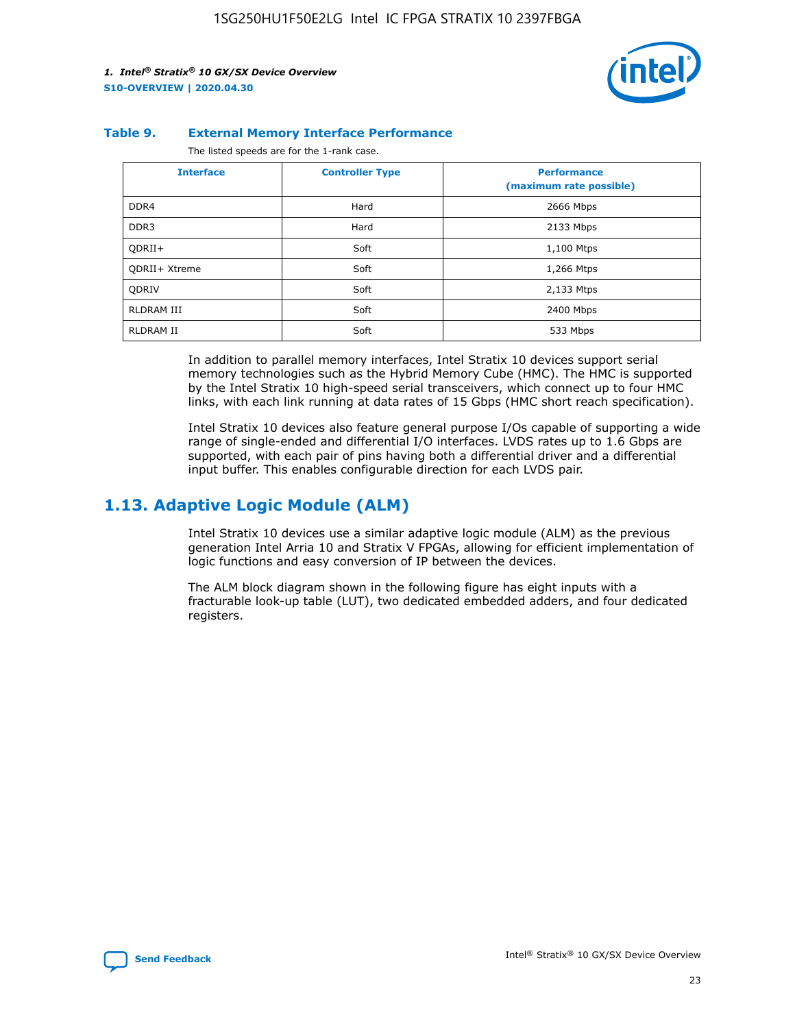### Table 9. External Memory Interface Performance

The listed speeds are for the 1-rank case.

| Interface | Controller Type | Performance (maximum rate possible) |
| --- | --- | --- |
| DDR4 | Hard | 2666 Mbps |
| DDR3 | Hard | 2133 Mbps |
| QDRII+ | Soft | 1,100 Mtps |
| QDRII+ Xtreme | Soft | 1,266 Mtps |
| QDRIV | Soft | 2,133 Mtps |
| RLDRAM III | Soft | 2400 Mbps |
| RLDRAM II | Soft | 533 Mbps |

In addition to parallel memory interfaces, Intel Stratix 10 devices support serial memory technologies such as the Hybrid Memory Cube (HMC). The HMC is supported by the Intel Stratix 10 high-speed serial transceivers, which connect up to four HMC links, with each link running at data rates of 15 Gbps (HMC short reach specification).

Intel Stratix 10 devices also feature general purpose I/Os capable of supporting a wide range of single-ended and differential I/O interfaces. LVDS rates up to 1.6 Gbps are supported, with each pair of pins having both a differential driver and a differential input buffer. This enables configurable direction for each LVDS pair.

## 1.13. Adaptive Logic Module (ALM)

Intel Stratix 10 devices use a similar adaptive logic module (ALM) as the previous generation Intel Arria 10 and Stratix V FPGAs, allowing for efficient implementation of logic functions and easy conversion of IP between the devices.

The ALM block diagram shown in the following figure has eight inputs with a fracturable look-up table (LUT), two dedicated embedded adders, and four dedicated registers.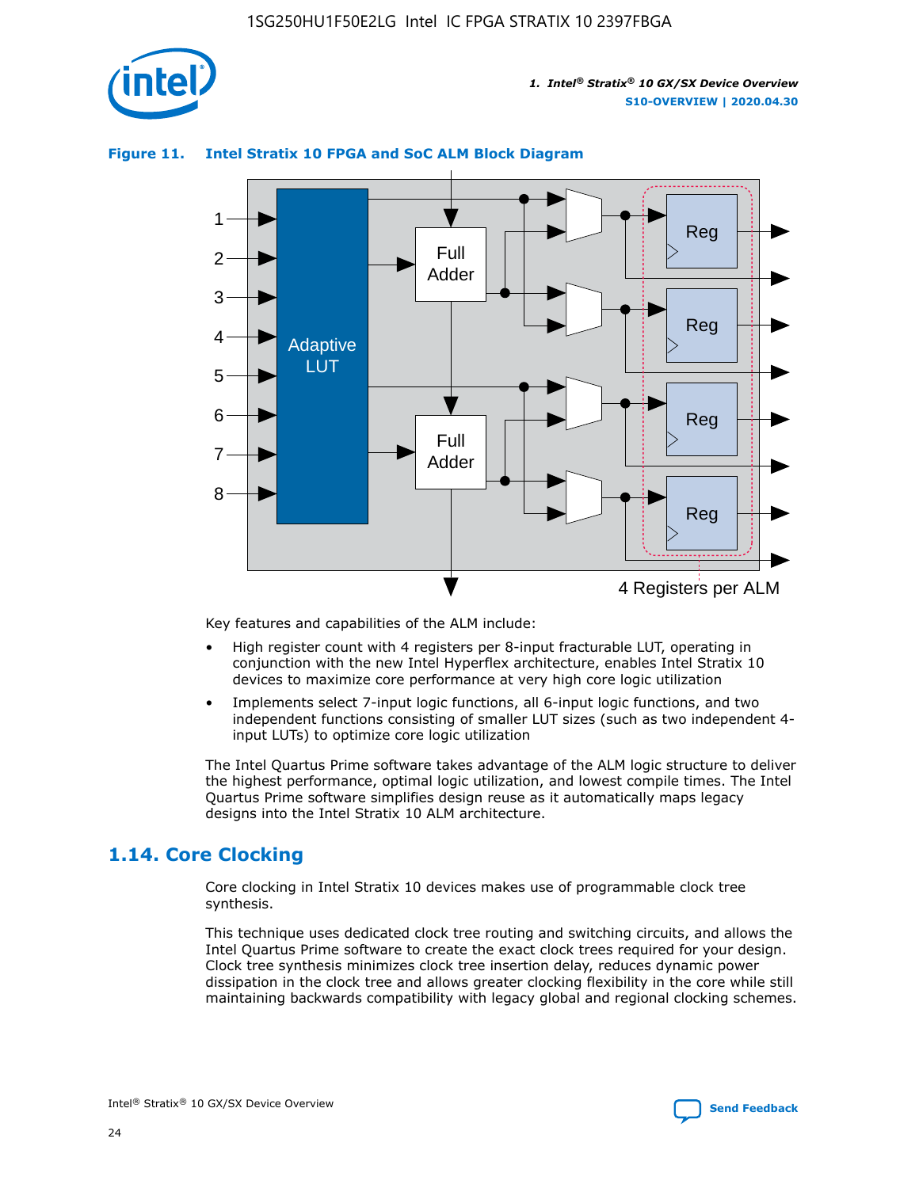**Figure 11. Intel Stratix 10 FPGA and SoC ALM Block Diagram**

Key features and capabilities of the ALM include:

- High register count with 4 registers per 8-input fracturable LUT, operating in conjunction with the new Intel Hyperflex architecture, enables Intel Stratix 10 devices to maximize core performance at very high core logic utilization
- Implements select 7-input logic functions, all 6-input logic functions, and two independent functions consisting of smaller LUT sizes (such as two independent 4-input LUTs) to optimize core logic utilization

The Intel Quartus Prime software takes advantage of the ALM logic structure to deliver the highest performance, optimal logic utilization, and lowest compile times. The Intel Quartus Prime software simplifies design reuse as it automatically maps legacy designs into the Intel Stratix 10 ALM architecture.

## 1.14. Core Clocking

Core clocking in Intel Stratix 10 devices makes use of programmable clock tree synthesis.

This technique uses dedicated clock tree routing and switching circuits, and allows the Intel Quartus Prime software to create the exact clock trees required for your design. Clock tree synthesis minimizes clock tree insertion delay, reduces dynamic power dissipation in the clock tree and allows greater clocking flexibility in the core while still maintaining backwards compatibility with legacy global and regional clocking schemes.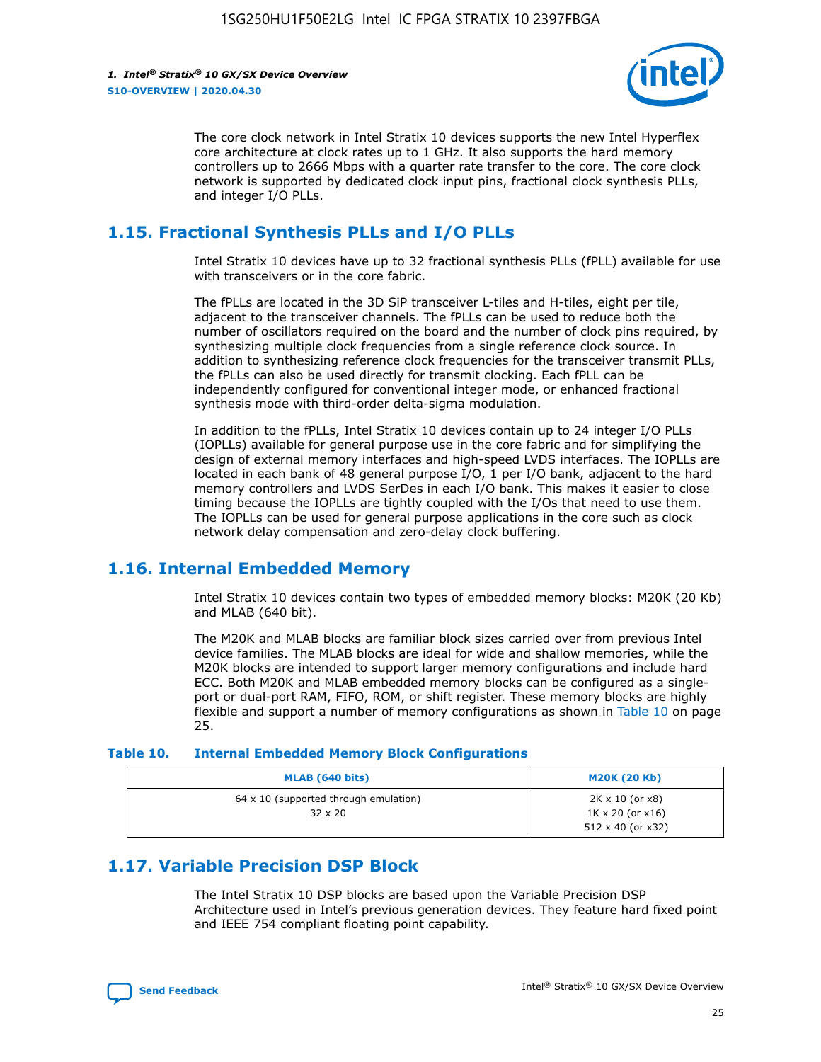The core clock network in Intel Stratix 10 devices supports the new Intel Hyperflex core architecture at clock rates up to 1 GHz. It also supports the hard memory controllers up to 2666 Mbps with a quarter rate transfer to the core. The core clock network is supported by dedicated clock input pins, fractional clock synthesis PLLs, and integer I/O PLLs.

## 1.15. Fractional Synthesis PLLs and I/O PLLs

Intel Stratix 10 devices have up to 32 fractional synthesis PLLs (fPLL) available for use with transceivers or in the core fabric.

The fPLLs are located in the 3D SiP transceiver L-tiles and H-tiles, eight per tile, adjacent to the transceiver channels. The fPLLs can be used to reduce both the number of oscillators required on the board and the number of clock pins required, by synthesizing multiple clock frequencies from a single reference clock source. In addition to synthesizing reference clock frequencies for the transceiver transmit PLLs, the fPLLs can also be used directly for transmit clocking. Each fPLL can be independently configured for conventional integer mode, or enhanced fractional synthesis mode with third-order delta-sigma modulation.

In addition to the fPLLs, Intel Stratix 10 devices contain up to 24 integer I/O PLLs (IOPLLs) available for general purpose use in the core fabric and for simplifying the design of external memory interfaces and high-speed LVDS interfaces. The IOPLLs are located in each bank of 48 general purpose I/O, 1 per I/O bank, adjacent to the hard memory controllers and LVDS SerDes in each I/O bank. This makes it easier to close timing because the IOPLLs are tightly coupled with the I/Os that need to use them. The IOPLLs can be used for general purpose applications in the core such as clock network delay compensation and zero-delay clock buffering.

## 1.16. Internal Embedded Memory

Intel Stratix 10 devices contain two types of embedded memory blocks: M20K (20 Kb) and MLAB (640 bit).

The M20K and MLAB blocks are familiar block sizes carried over from previous Intel device families. The MLAB blocks are ideal for wide and shallow memories, while the M20K blocks are intended to support larger memory configurations and include hard ECC. Both M20K and MLAB embedded memory blocks can be configured as a single-port or dual-port RAM, FIFO, ROM, or shift register. These memory blocks are highly flexible and support a number of memory configurations as shown in Table 10 on page 25.

**Table 10. Internal Embedded Memory Block Configurations**

| MLAB (640 bits) | M20K (20 Kb) |
|---|---|
| 64 x 10 (supported through emulation)<br>32 x 20 | 2K x 10 (or x8)<br>1K x 20 (or x16)<br>512 x 40 (or x32) |

## 1.17. Variable Precision DSP Block

The Intel Stratix 10 DSP blocks are based upon the Variable Precision DSP Architecture used in Intel's previous generation devices. They feature hard fixed point and IEEE 754 compliant floating point capability.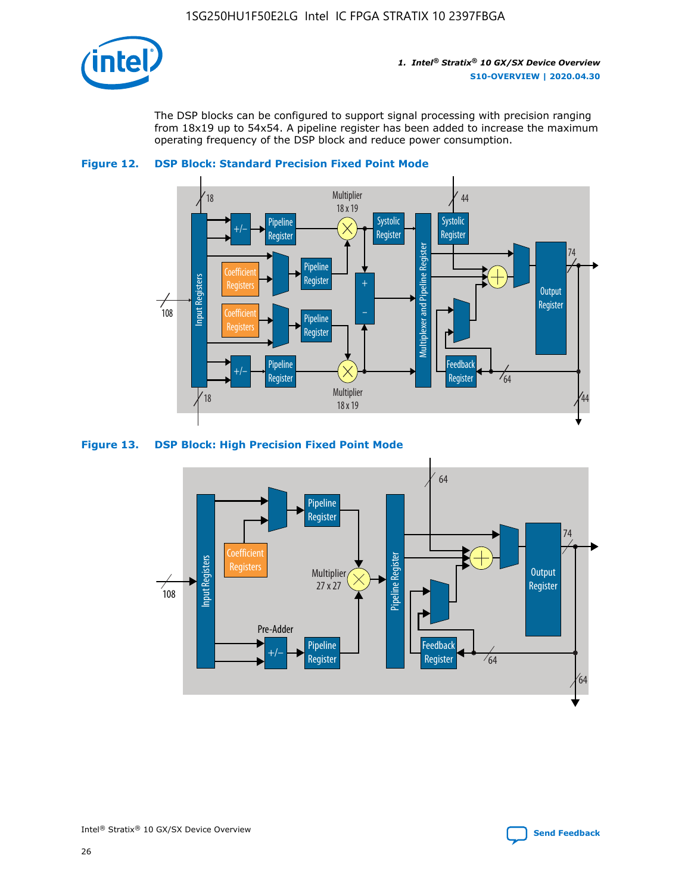The DSP blocks can be configured to support signal processing with precision ranging from 18x19 up to 54x54. A pipeline register has been added to increase the maximum operating frequency of the DSP block and reduce power consumption.

**Figure 12. DSP Block: Standard Precision Fixed Point Mode**

**Figure 13. DSP Block: High Precision Fixed Point Mode**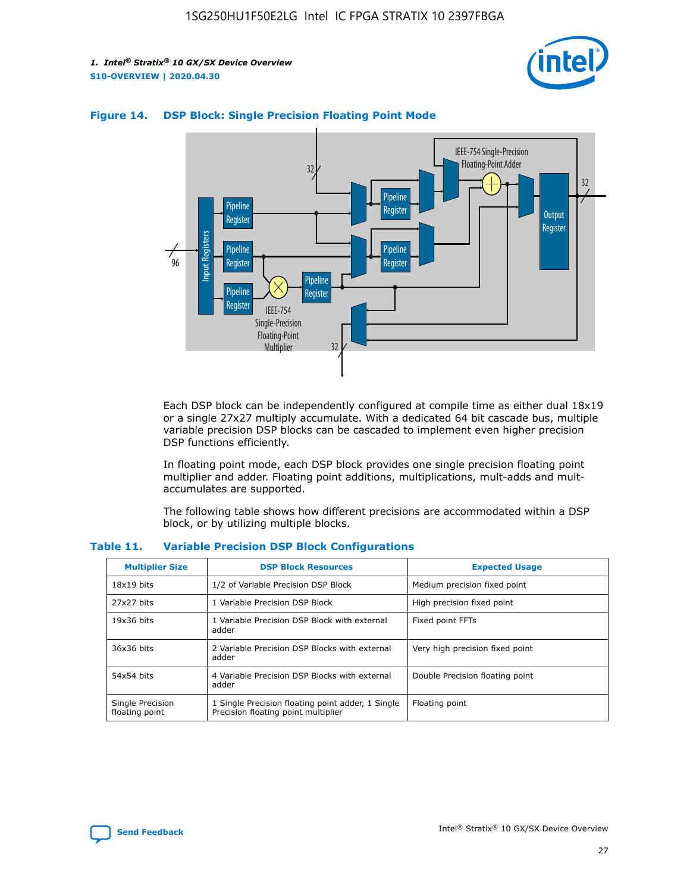**Figure 14. DSP Block: Single Precision Floating Point Mode**

Each DSP block can be independently configured at compile time as either dual 18x19 or a single 27x27 multiply accumulate. With a dedicated 64 bit cascade bus, multiple variable precision DSP blocks can be cascaded to implement even higher precision DSP functions efficiently.

In floating point mode, each DSP block provides one single precision floating point multiplier and adder. Floating point additions, multiplications, mult-adds and mult-accumulates are supported.

The following table shows how different precisions are accommodated within a DSP block, or by utilizing multiple blocks.

**Table 11. Variable Precision DSP Block Configurations**

| Multiplier Size | DSP Block Resources | Expected Usage |
|---|---|---|
| 18x19 bits | 1/2 of Variable Precision DSP Block | Medium precision fixed point |
| 27x27 bits | 1 Variable Precision DSP Block | High precision fixed point |
| 19x36 bits | 1 Variable Precision DSP Block with external adder | Fixed point FFTs |
| 36x36 bits | 2 Variable Precision DSP Blocks with external adder | Very high precision fixed point |
| 54x54 bits | 4 Variable Precision DSP Blocks with external adder | Double Precision floating point |
| Single Precision floating point | 1 Single Precision floating point adder, 1 Single Precision floating point multiplier | Floating point |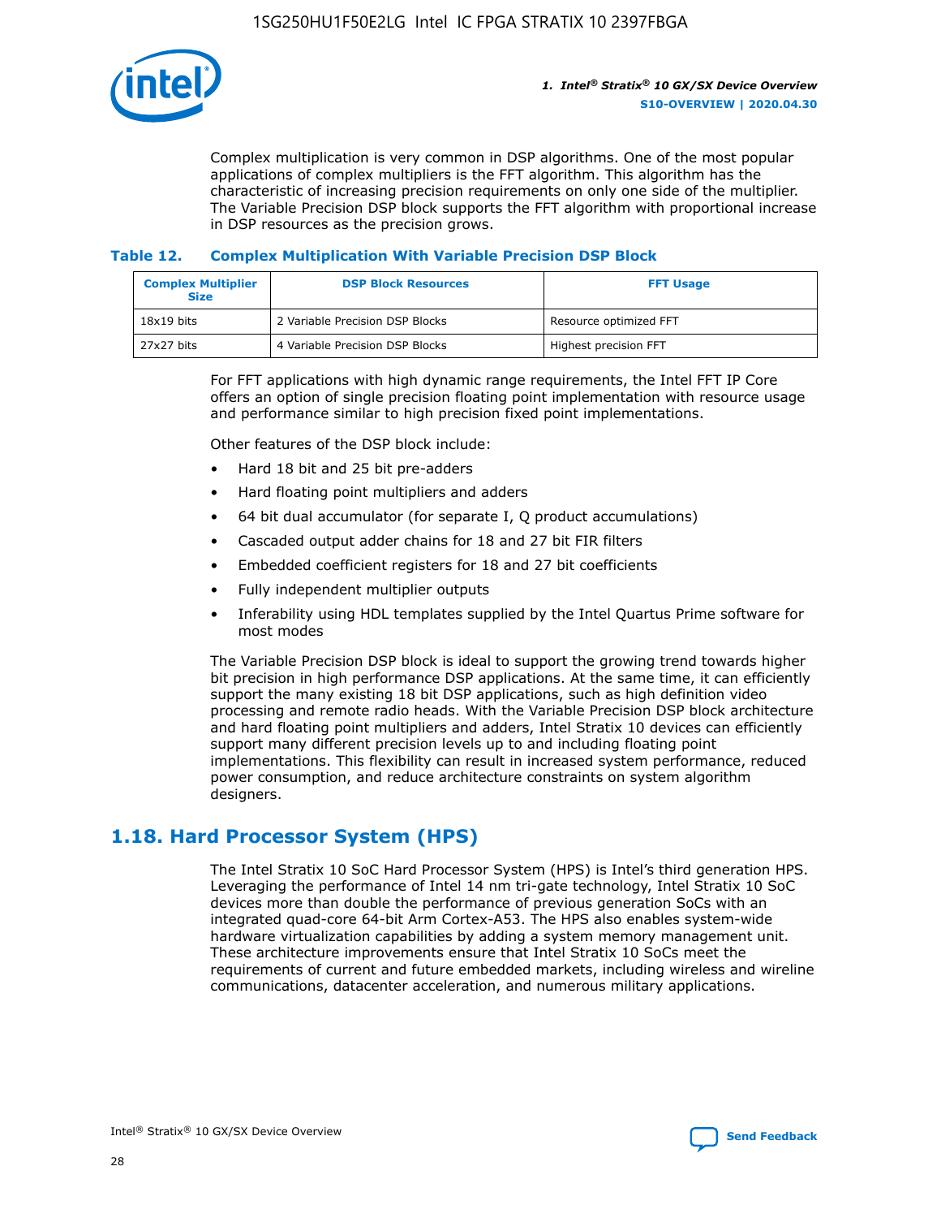Complex multiplication is very common in DSP algorithms. One of the most popular applications of complex multipliers is the FFT algorithm. This algorithm has the characteristic of increasing precision requirements on only one side of the multiplier. The Variable Precision DSP block supports the FFT algorithm with proportional increase in DSP resources as the precision grows.

**Table 12. Complex Multiplication With Variable Precision DSP Block**

| Complex Multiplier Size | DSP Block Resources | FFT Usage |
| --- | --- | --- |
| 18x19 bits | 2 Variable Precision DSP Blocks | Resource optimized FFT |
| 27x27 bits | 4 Variable Precision DSP Blocks | Highest precision FFT |

For FFT applications with high dynamic range requirements, the Intel FFT IP Core offers an option of single precision floating point implementation with resource usage and performance similar to high precision fixed point implementations.

Other features of the DSP block include:

- Hard 18 bit and 25 bit pre-adders
- Hard floating point multipliers and adders
- 64 bit dual accumulator (for separate I, Q product accumulations)
- Cascaded output adder chains for 18 and 27 bit FIR filters
- Embedded coefficient registers for 18 and 27 bit coefficients
- Fully independent multiplier outputs
- Inferability using HDL templates supplied by the Intel Quartus Prime software for most modes

The Variable Precision DSP block is ideal to support the growing trend towards higher bit precision in high performance DSP applications. At the same time, it can efficiently support the many existing 18 bit DSP applications, such as high definition video processing and remote radio heads. With the Variable Precision DSP block architecture and hard floating point multipliers and adders, Intel Stratix 10 devices can efficiently support many different precision levels up to and including floating point implementations. This flexibility can result in increased system performance, reduced power consumption, and reduce architecture constraints on system algorithm designers.

## 1.18. Hard Processor System (HPS)

The Intel Stratix 10 SoC Hard Processor System (HPS) is Intel's third generation HPS. Leveraging the performance of Intel 14 nm tri-gate technology, Intel Stratix 10 SoC devices more than double the performance of previous generation SoCs with an integrated quad-core 64-bit Arm Cortex-A53. The HPS also enables system-wide hardware virtualization capabilities by adding a system memory management unit. These architecture improvements ensure that Intel Stratix 10 SoCs meet the requirements of current and future embedded markets, including wireless and wireline communications, datacenter acceleration, and numerous military applications.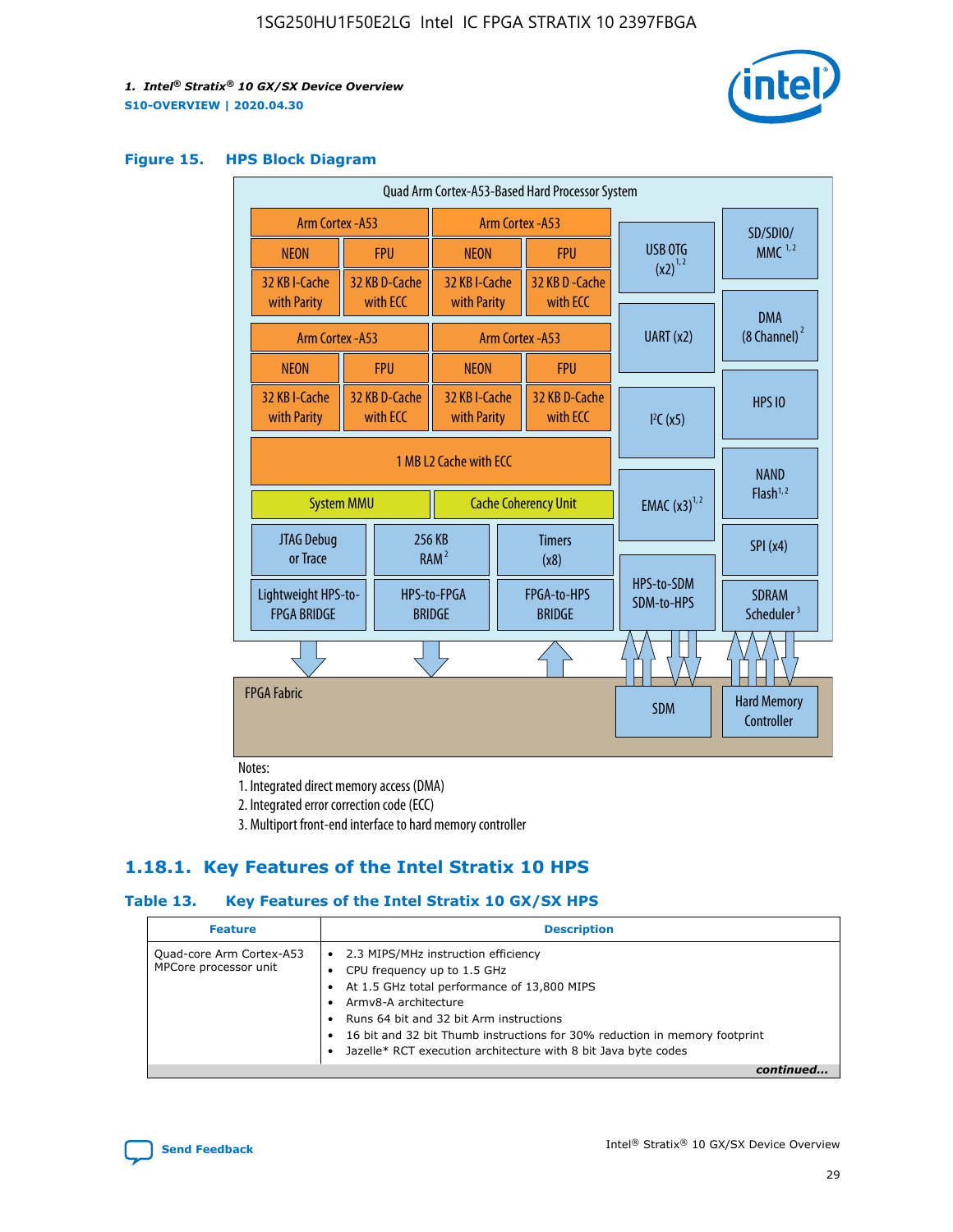### Figure 15. HPS Block Diagram

Quad Arm Cortex-A53-Based Hard Processor System

| Arm Cortex -A53 | | Arm Cortex -A53 | |
|---|---|---|---|
| NEON | FPU | NEON | FPU |
| 32 KB I-Cache with Parity | 32 KB D-Cache with ECC | 32 KB I-Cache with Parity | 32 KB D-Cache with ECC |
| Arm Cortex -A53 | | Arm Cortex -A53 | |
| NEON | FPU | NEON | FPU |
| 32 KB I-Cache with Parity | 32 KB D-Cache with ECC | 32 KB I-Cache with Parity | 32 KB D-Cache with ECC |

1 MB L2 Cache with ECC

System MMU | Cache Coherency Unit

JTAG Debug or Trace | 256 KB RAM [2] | Timers (x8)

Lightweight HPS-to-FPGA BRIDGE | HPS-to-FPGA BRIDGE | FPGA-to-HPS BRIDGE

USB OTG (x2) [1,2] | SD/SDIO/MMC [1,2] | UART (x2) | DMA (8 Channel) [2] | I²C (x5) | HPS IO | EMAC (x3) [1,2] | NAND Flash [1,2] | SPI (x4) | HPS-to-SDM SDM-to-HPS | SDRAM Scheduler [3]

FPGA Fabric | SDM | Hard Memory Controller

Notes:
1. Integrated direct memory access (DMA)
2. Integrated error correction code (ECC)
3. Multiport front-end interface to hard memory controller

## 1.18.1. Key Features of the Intel Stratix 10 HPS

### Table 13. Key Features of the Intel Stratix 10 GX/SX HPS

| Feature | Description |
|---|---|
| Quad-core Arm Cortex-A53 MPCore processor unit | • 2.3 MIPS/MHz instruction efficiency<br>• CPU frequency up to 1.5 GHz<br>• At 1.5 GHz total performance of 13,800 MIPS<br>• Armv8-A architecture<br>• Runs 64 bit and 32 bit Arm instructions<br>• 16 bit and 32 bit Thumb instructions for 30% reduction in memory footprint<br>• Jazelle* RCT execution architecture with 8 bit Java byte codes |

*continued...*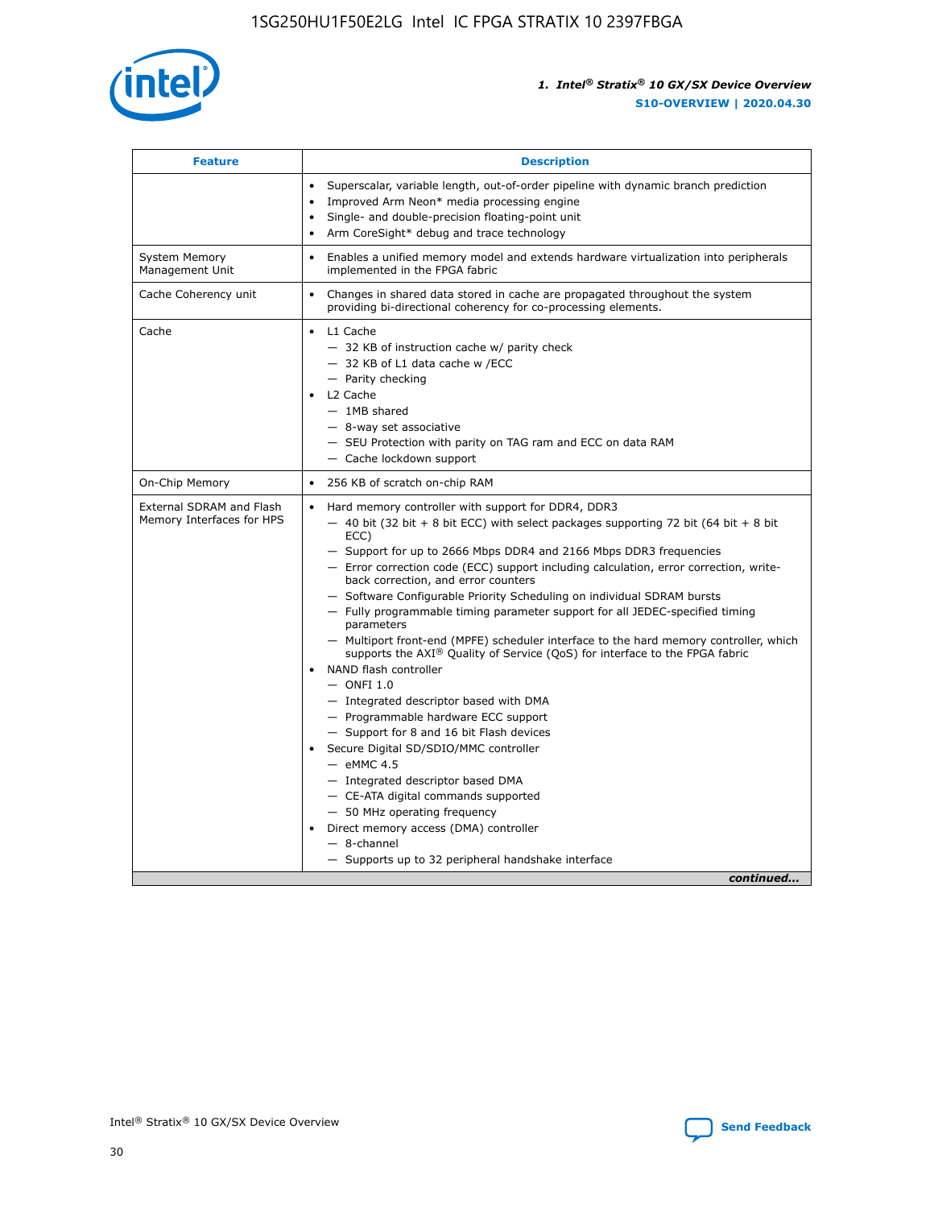| Feature | Description |
| --- | --- |
| | • Superscalar, variable length, out-of-order pipeline with dynamic branch prediction<br>• Improved Arm Neon* media processing engine<br>• Single- and double-precision floating-point unit<br>• Arm CoreSight* debug and trace technology |
| System Memory Management Unit | • Enables a unified memory model and extends hardware virtualization into peripherals implemented in the FPGA fabric |
| Cache Coherency unit | • Changes in shared data stored in cache are propagated throughout the system providing bi-directional coherency for co-processing elements. |
| Cache | • L1 Cache<br>— 32 KB of instruction cache w/ parity check<br>— 32 KB of L1 data cache w /ECC<br>— Parity checking<br>• L2 Cache<br>— 1MB shared<br>— 8-way set associative<br>— SEU Protection with parity on TAG ram and ECC on data RAM<br>— Cache lockdown support |
| On-Chip Memory | • 256 KB of scratch on-chip RAM |
| External SDRAM and Flash Memory Interfaces for HPS | • Hard memory controller with support for DDR4, DDR3<br>— 40 bit (32 bit + 8 bit ECC) with select packages supporting 72 bit (64 bit + 8 bit ECC)<br>— Support for up to 2666 Mbps DDR4 and 2166 Mbps DDR3 frequencies<br>— Error correction code (ECC) support including calculation, error correction, write-back correction, and error counters<br>— Software Configurable Priority Scheduling on individual SDRAM bursts<br>— Fully programmable timing parameter support for all JEDEC-specified timing parameters<br>— Multiport front-end (MPFE) scheduler interface to the hard memory controller, which supports the AXI® Quality of Service (QoS) for interface to the FPGA fabric<br>• NAND flash controller<br>— ONFI 1.0<br>— Integrated descriptor based with DMA<br>— Programmable hardware ECC support<br>— Support for 8 and 16 bit Flash devices<br>• Secure Digital SD/SDIO/MMC controller<br>— eMMC 4.5<br>— Integrated descriptor based DMA<br>— CE-ATA digital commands supported<br>— 50 MHz operating frequency<br>• Direct memory access (DMA) controller<br>— 8-channel<br>— Supports up to 32 peripheral handshake interface |

*continued...*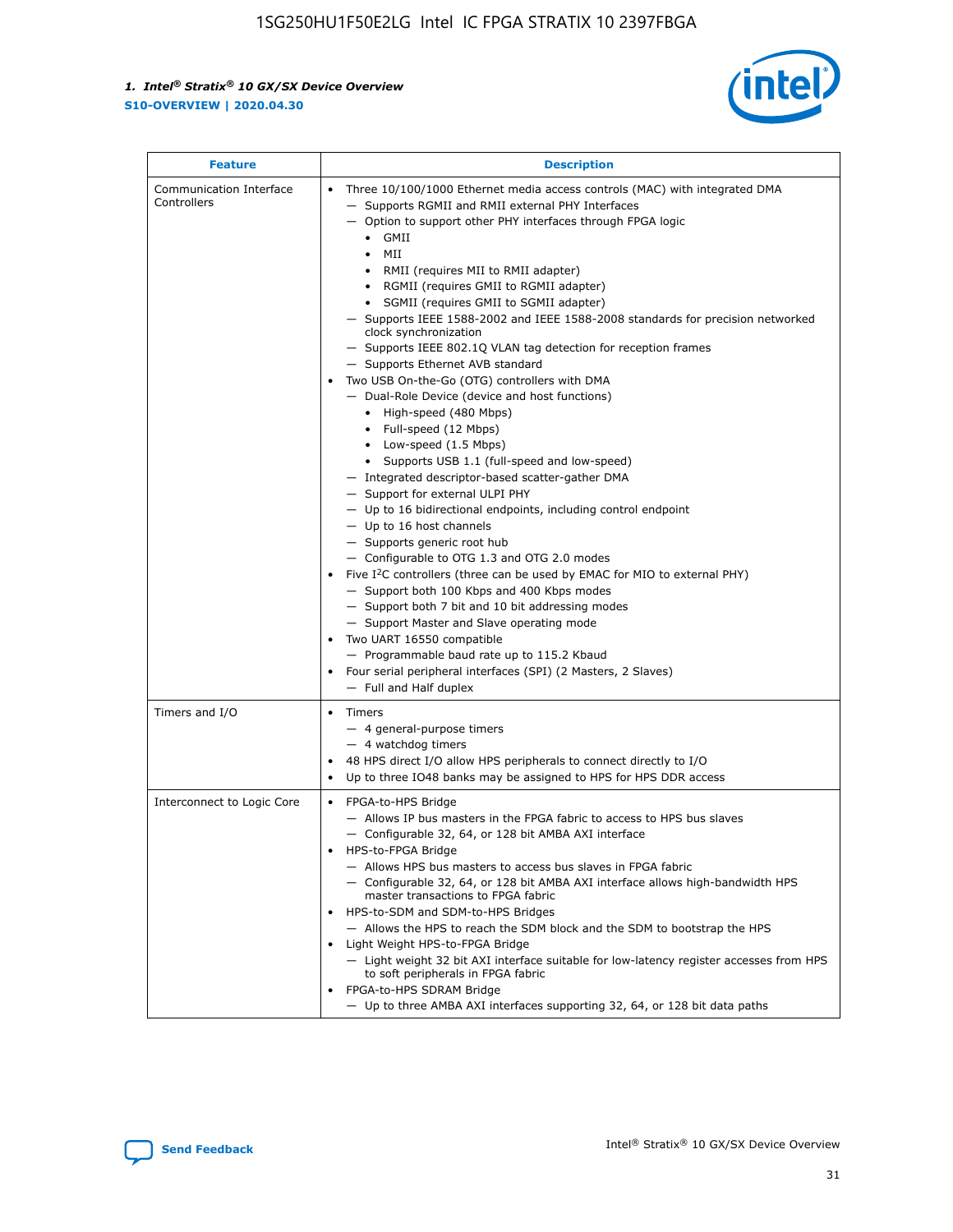| Feature | Description |
| --- | --- |
| Communication Interface Controllers | • Three 10/100/1000 Ethernet media access controls (MAC) with integrated DMA<br>— Supports RGMII and RMII external PHY Interfaces<br>— Option to support other PHY interfaces through FPGA logic<br>• GMII<br>• MII<br>• RMII (requires MII to RMII adapter)<br>• RGMII (requires GMII to RGMII adapter)<br>• SGMII (requires GMII to SGMII adapter)<br>— Supports IEEE 1588-2002 and IEEE 1588-2008 standards for precision networked clock synchronization<br>— Supports IEEE 802.1Q VLAN tag detection for reception frames<br>— Supports Ethernet AVB standard<br>• Two USB On-the-Go (OTG) controllers with DMA<br>— Dual-Role Device (device and host functions)<br>• High-speed (480 Mbps)<br>• Full-speed (12 Mbps)<br>• Low-speed (1.5 Mbps)<br>• Supports USB 1.1 (full-speed and low-speed)<br>— Integrated descriptor-based scatter-gather DMA<br>— Support for external ULPI PHY<br>— Up to 16 bidirectional endpoints, including control endpoint<br>— Up to 16 host channels<br>— Supports generic root hub<br>— Configurable to OTG 1.3 and OTG 2.0 modes<br>• Five I$^2$C controllers (three can be used by EMAC for MIO to external PHY)<br>— Support both 100 Kbps and 400 Kbps modes<br>— Support both 7 bit and 10 bit addressing modes<br>— Support Master and Slave operating mode<br>• Two UART 16550 compatible<br>— Programmable baud rate up to 115.2 Kbaud<br>• Four serial peripheral interfaces (SPI) (2 Masters, 2 Slaves)<br>— Full and Half duplex |
| Timers and I/O | • Timers<br>— 4 general-purpose timers<br>— 4 watchdog timers<br>• 48 HPS direct I/O allow HPS peripherals to connect directly to I/O<br>• Up to three IO48 banks may be assigned to HPS for HPS DDR access |
| Interconnect to Logic Core | • FPGA-to-HPS Bridge<br>— Allows IP bus masters in the FPGA fabric to access to HPS bus slaves<br>— Configurable 32, 64, or 128 bit AMBA AXI interface<br>• HPS-to-FPGA Bridge<br>— Allows HPS bus masters to access bus slaves in FPGA fabric<br>— Configurable 32, 64, or 128 bit AMBA AXI interface allows high-bandwidth HPS master transactions to FPGA fabric<br>• HPS-to-SDM and SDM-to-HPS Bridges<br>— Allows the HPS to reach the SDM block and the SDM to bootstrap the HPS<br>• Light Weight HPS-to-FPGA Bridge<br>— Light weight 32 bit AXI interface suitable for low-latency register accesses from HPS to soft peripherals in FPGA fabric<br>• FPGA-to-HPS SDRAM Bridge<br>— Up to three AMBA AXI interfaces supporting 32, 64, or 128 bit data paths |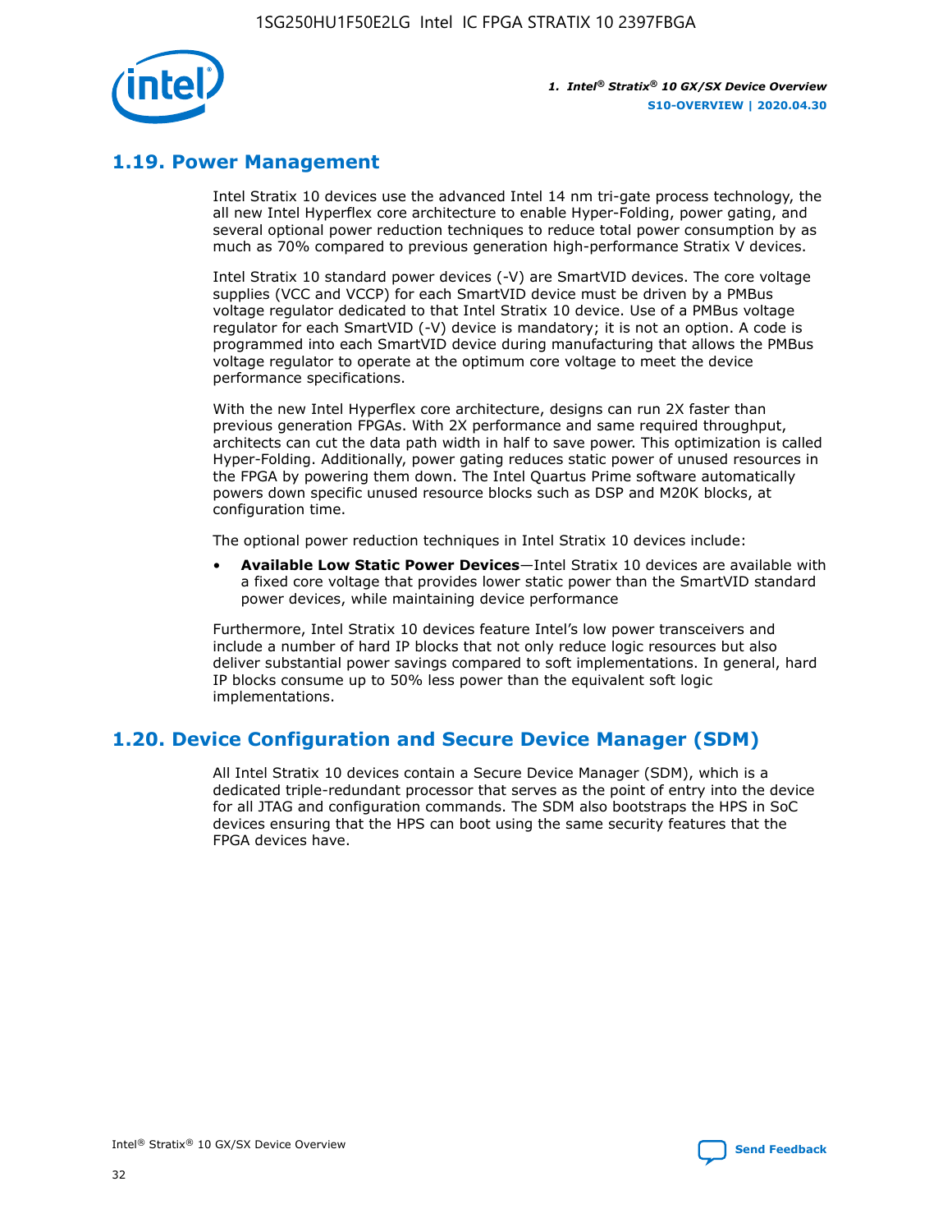## 1.19. Power Management

Intel Stratix 10 devices use the advanced Intel 14 nm tri-gate process technology, the all new Intel Hyperflex core architecture to enable Hyper-Folding, power gating, and several optional power reduction techniques to reduce total power consumption by as much as 70% compared to previous generation high-performance Stratix V devices.

Intel Stratix 10 standard power devices (-V) are SmartVID devices. The core voltage supplies (VCC and VCCP) for each SmartVID device must be driven by a PMBus voltage regulator dedicated to that Intel Stratix 10 device. Use of a PMBus voltage regulator for each SmartVID (-V) device is mandatory; it is not an option. A code is programmed into each SmartVID device during manufacturing that allows the PMBus voltage regulator to operate at the optimum core voltage to meet the device performance specifications.

With the new Intel Hyperflex core architecture, designs can run 2X faster than previous generation FPGAs. With 2X performance and same required throughput, architects can cut the data path width in half to save power. This optimization is called Hyper-Folding. Additionally, power gating reduces static power of unused resources in the FPGA by powering them down. The Intel Quartus Prime software automatically powers down specific unused resource blocks such as DSP and M20K blocks, at configuration time.

The optional power reduction techniques in Intel Stratix 10 devices include:

- **Available Low Static Power Devices**—Intel Stratix 10 devices are available with a fixed core voltage that provides lower static power than the SmartVID standard power devices, while maintaining device performance

Furthermore, Intel Stratix 10 devices feature Intel's low power transceivers and include a number of hard IP blocks that not only reduce logic resources but also deliver substantial power savings compared to soft implementations. In general, hard IP blocks consume up to 50% less power than the equivalent soft logic implementations.

## 1.20. Device Configuration and Secure Device Manager (SDM)

All Intel Stratix 10 devices contain a Secure Device Manager (SDM), which is a dedicated triple-redundant processor that serves as the point of entry into the device for all JTAG and configuration commands. The SDM also bootstraps the HPS in SoC devices ensuring that the HPS can boot using the same security features that the FPGA devices have.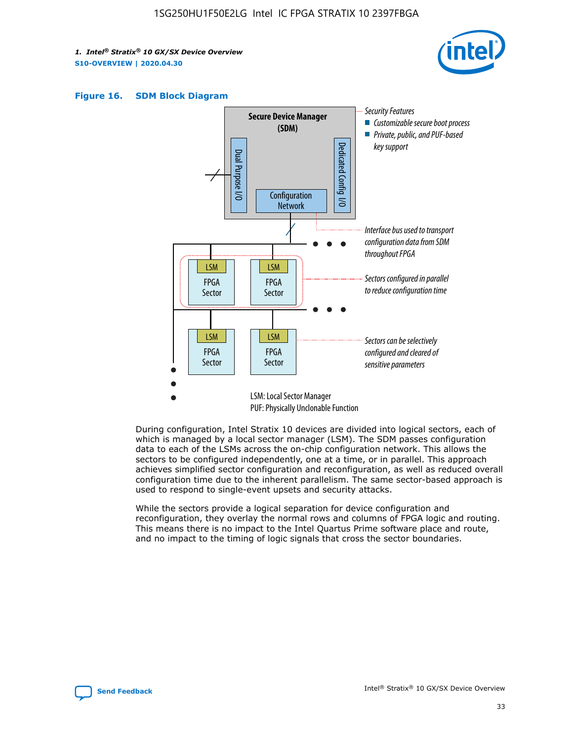**Figure 16. SDM Block Diagram**

Secure Device Manager (SDM)

Dual Purpose I/O

Configuration Network

Dedicated Config I/O

Security Features
- Customizable secure boot process
- Private, public, and PUF-based key support

Interface bus used to transport configuration data from SDM throughout FPGA

LSM FPGA Sector

Sectors configured in parallel to reduce configuration time

Sectors can be selectively configured and cleared of sensitive parameters

LSM: Local Sector Manager
PUF: Physically Unclonable Function

During configuration, Intel Stratix 10 devices are divided into logical sectors, each of which is managed by a local sector manager (LSM). The SDM passes configuration data to each of the LSMs across the on-chip configuration network. This allows the sectors to be configured independently, one at a time, or in parallel. This approach achieves simplified sector configuration and reconfiguration, as well as reduced overall configuration time due to the inherent parallelism. The same sector-based approach is used to respond to single-event upsets and security attacks.

While the sectors provide a logical separation for device configuration and reconfiguration, they overlay the normal rows and columns of FPGA logic and routing. This means there is no impact to the Intel Quartus Prime software place and route, and no impact to the timing of logic signals that cross the sector boundaries.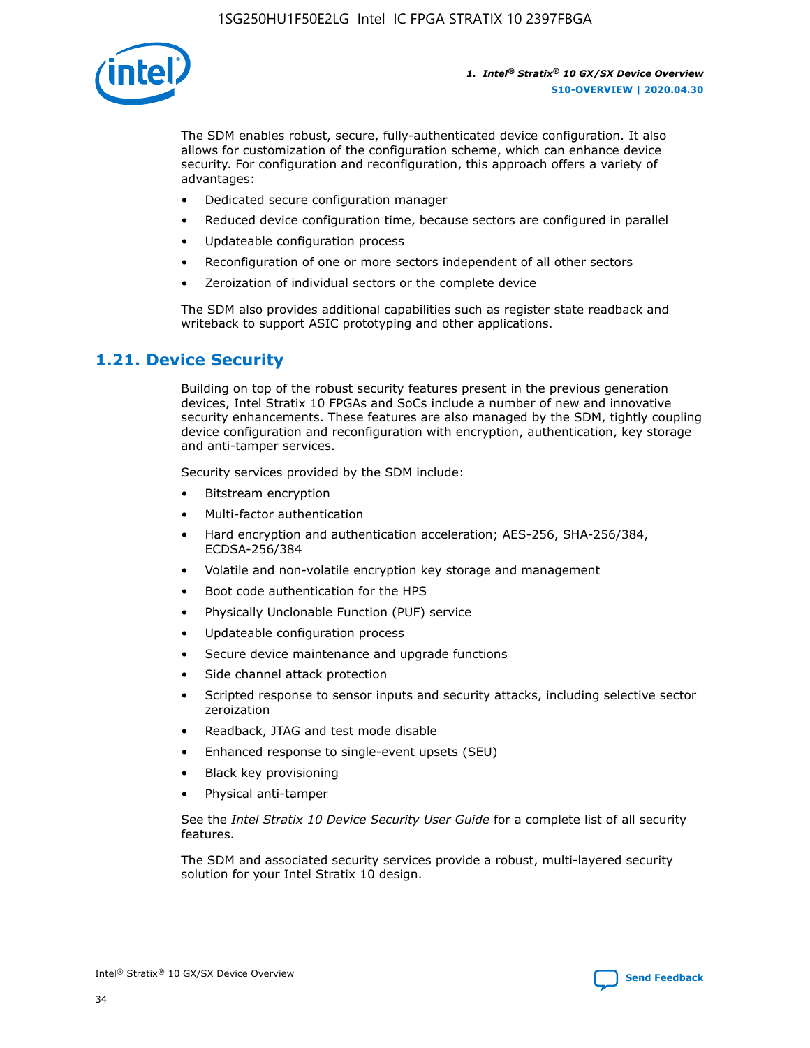The SDM enables robust, secure, fully-authenticated device configuration. It also allows for customization of the configuration scheme, which can enhance device security. For configuration and reconfiguration, this approach offers a variety of advantages:

- Dedicated secure configuration manager
- Reduced device configuration time, because sectors are configured in parallel
- Updateable configuration process
- Reconfiguration of one or more sectors independent of all other sectors
- Zeroization of individual sectors or the complete device

The SDM also provides additional capabilities such as register state readback and writeback to support ASIC prototyping and other applications.

## 1.21. Device Security

Building on top of the robust security features present in the previous generation devices, Intel Stratix 10 FPGAs and SoCs include a number of new and innovative security enhancements. These features are also managed by the SDM, tightly coupling device configuration and reconfiguration with encryption, authentication, key storage and anti-tamper services.

Security services provided by the SDM include:

- Bitstream encryption
- Multi-factor authentication
- Hard encryption and authentication acceleration; AES-256, SHA-256/384, ECDSA-256/384
- Volatile and non-volatile encryption key storage and management
- Boot code authentication for the HPS
- Physically Unclonable Function (PUF) service
- Updateable configuration process
- Secure device maintenance and upgrade functions
- Side channel attack protection
- Scripted response to sensor inputs and security attacks, including selective sector zeroization
- Readback, JTAG and test mode disable
- Enhanced response to single-event upsets (SEU)
- Black key provisioning
- Physical anti-tamper

See the *Intel Stratix 10 Device Security User Guide* for a complete list of all security features.

The SDM and associated security services provide a robust, multi-layered security solution for your Intel Stratix 10 design.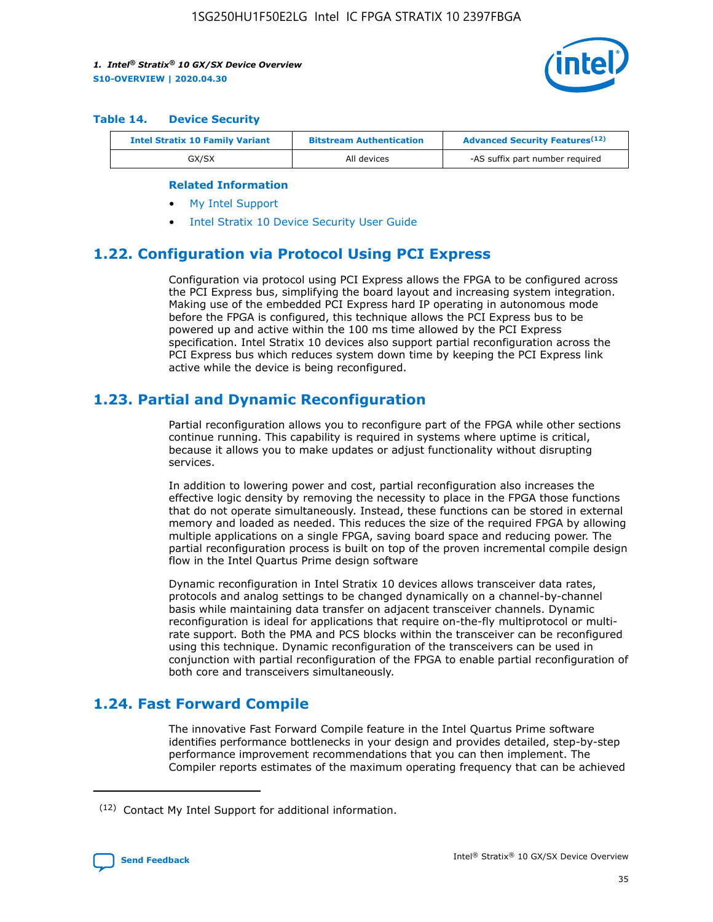### Table 14. Device Security

| Intel Stratix 10 Family Variant | Bitstream Authentication | Advanced Security Features[12] |
|---|---|---|
| GX/SX | All devices | -AS suffix part number required |

**Related Information**

- My Intel Support
- Intel Stratix 10 Device Security User Guide

## 1.22. Configuration via Protocol Using PCI Express

Configuration via protocol using PCI Express allows the FPGA to be configured across the PCI Express bus, simplifying the board layout and increasing system integration. Making use of the embedded PCI Express hard IP operating in autonomous mode before the FPGA is configured, this technique allows the PCI Express bus to be powered up and active within the 100 ms time allowed by the PCI Express specification. Intel Stratix 10 devices also support partial reconfiguration across the PCI Express bus which reduces system down time by keeping the PCI Express link active while the device is being reconfigured.

## 1.23. Partial and Dynamic Reconfiguration

Partial reconfiguration allows you to reconfigure part of the FPGA while other sections continue running. This capability is required in systems where uptime is critical, because it allows you to make updates or adjust functionality without disrupting services.

In addition to lowering power and cost, partial reconfiguration also increases the effective logic density by removing the necessity to place in the FPGA those functions that do not operate simultaneously. Instead, these functions can be stored in external memory and loaded as needed. This reduces the size of the required FPGA by allowing multiple applications on a single FPGA, saving board space and reducing power. The partial reconfiguration process is built on top of the proven incremental compile design flow in the Intel Quartus Prime design software

Dynamic reconfiguration in Intel Stratix 10 devices allows transceiver data rates, protocols and analog settings to be changed dynamically on a channel-by-channel basis while maintaining data transfer on adjacent transceiver channels. Dynamic reconfiguration is ideal for applications that require on-the-fly multiprotocol or multi-rate support. Both the PMA and PCS blocks within the transceiver can be reconfigured using this technique. Dynamic reconfiguration of the transceivers can be used in conjunction with partial reconfiguration of the FPGA to enable partial reconfiguration of both core and transceivers simultaneously.

## 1.24. Fast Forward Compile

The innovative Fast Forward Compile feature in the Intel Quartus Prime software identifies performance bottlenecks in your design and provides detailed, step-by-step performance improvement recommendations that you can then implement. The Compiler reports estimates of the maximum operating frequency that can be achieved

[12] Contact My Intel Support for additional information.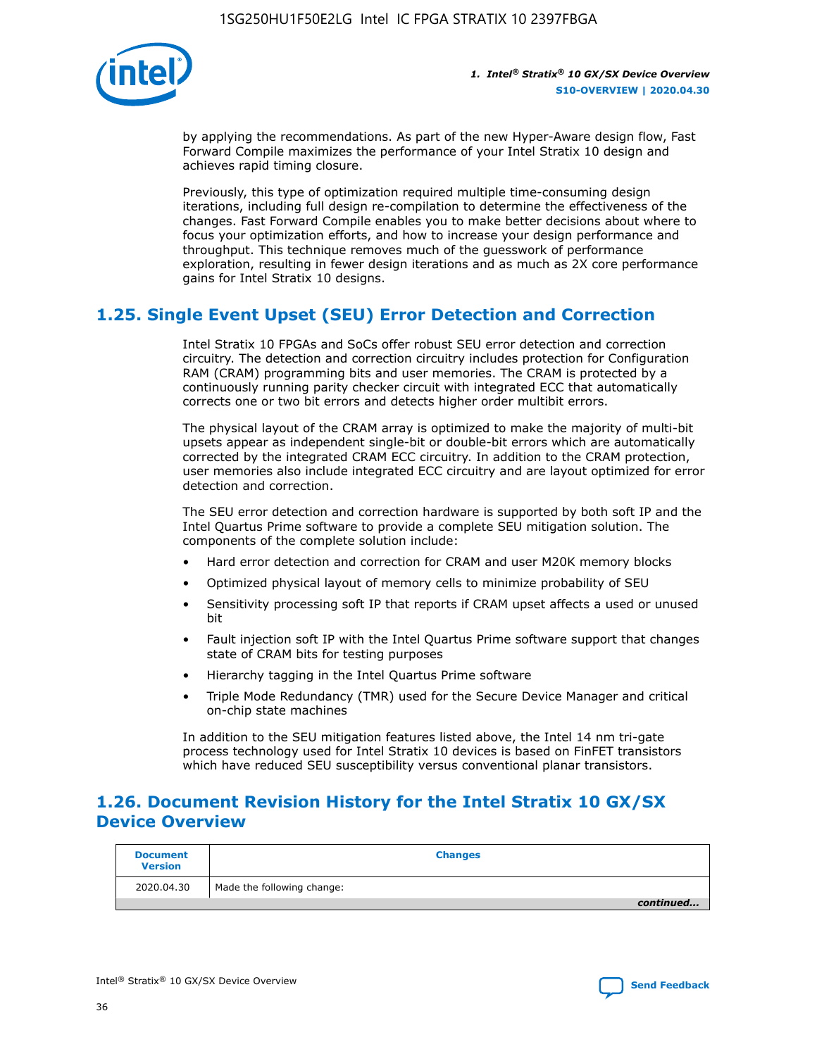by applying the recommendations. As part of the new Hyper-Aware design flow, Fast Forward Compile maximizes the performance of your Intel Stratix 10 design and achieves rapid timing closure.

Previously, this type of optimization required multiple time-consuming design iterations, including full design re-compilation to determine the effectiveness of the changes. Fast Forward Compile enables you to make better decisions about where to focus your optimization efforts, and how to increase your design performance and throughput. This technique removes much of the guesswork of performance exploration, resulting in fewer design iterations and as much as 2X core performance gains for Intel Stratix 10 designs.

## 1.25. Single Event Upset (SEU) Error Detection and Correction

Intel Stratix 10 FPGAs and SoCs offer robust SEU error detection and correction circuitry. The detection and correction circuitry includes protection for Configuration RAM (CRAM) programming bits and user memories. The CRAM is protected by a continuously running parity checker circuit with integrated ECC that automatically corrects one or two bit errors and detects higher order multibit errors.

The physical layout of the CRAM array is optimized to make the majority of multi-bit upsets appear as independent single-bit or double-bit errors which are automatically corrected by the integrated CRAM ECC circuitry. In addition to the CRAM protection, user memories also include integrated ECC circuitry and are layout optimized for error detection and correction.

The SEU error detection and correction hardware is supported by both soft IP and the Intel Quartus Prime software to provide a complete SEU mitigation solution. The components of the complete solution include:

- Hard error detection and correction for CRAM and user M20K memory blocks
- Optimized physical layout of memory cells to minimize probability of SEU
- Sensitivity processing soft IP that reports if CRAM upset affects a used or unused bit
- Fault injection soft IP with the Intel Quartus Prime software support that changes state of CRAM bits for testing purposes
- Hierarchy tagging in the Intel Quartus Prime software
- Triple Mode Redundancy (TMR) used for the Secure Device Manager and critical on-chip state machines

In addition to the SEU mitigation features listed above, the Intel 14 nm tri-gate process technology used for Intel Stratix 10 devices is based on FinFET transistors which have reduced SEU susceptibility versus conventional planar transistors.

## 1.26. Document Revision History for the Intel Stratix 10 GX/SX Device Overview

| Document Version | Changes |
| --- | --- |
| 2020.04.30 | Made the following change: |

*continued...*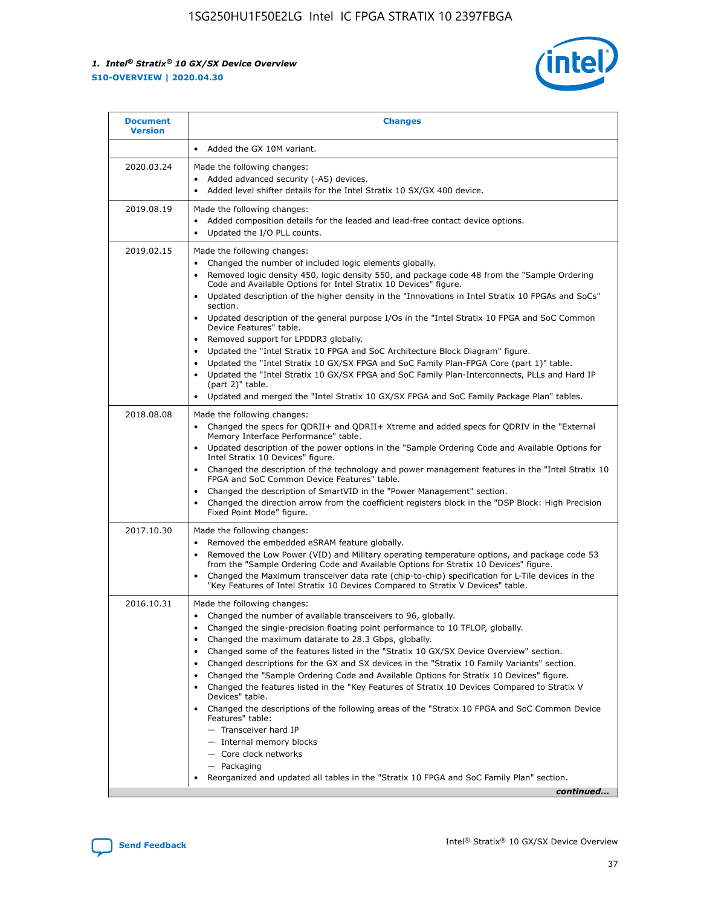| Document Version | Changes |
| --- | --- |
| | • Added the GX 10M variant. |
| 2020.03.24 | Made the following changes:<br>• Added advanced security (-AS) devices.<br>• Added level shifter details for the Intel Stratix 10 SX/GX 400 device. |
| 2019.08.19 | Made the following changes:<br>• Added composition details for the leaded and lead-free contact device options.<br>• Updated the I/O PLL counts. |
| 2019.02.15 | Made the following changes:<br>• Changed the number of included logic elements globally.<br>• Removed logic density 450, logic density 550, and package code 48 from the "Sample Ordering Code and Available Options for Intel Stratix 10 Devices" figure.<br>• Updated description of the higher density in the "Innovations in Intel Stratix 10 FPGAs and SoCs" section.<br>• Updated description of the general purpose I/Os in the "Intel Stratix 10 FPGA and SoC Common Device Features" table.<br>• Removed support for LPDDR3 globally.<br>• Updated the "Intel Stratix 10 FPGA and SoC Architecture Block Diagram" figure.<br>• Updated the "Intel Stratix 10 GX/SX FPGA and SoC Family Plan-FPGA Core (part 1)" table.<br>• Updated the "Intel Stratix 10 GX/SX FPGA and SoC Family Plan-Interconnects, PLLs and Hard IP (part 2)" table.<br>• Updated and merged the "Intel Stratix 10 GX/SX FPGA and SoC Family Package Plan" tables. |
| 2018.08.08 | Made the following changes:<br>• Changed the specs for QDRII+ and QDRII+ Xtreme and added specs for QDRIV in the "External Memory Interface Performance" table.<br>• Updated description of the power options in the "Sample Ordering Code and Available Options for Intel Stratix 10 Devices" figure.<br>• Changed the description of the technology and power management features in the "Intel Stratix 10 FPGA and SoC Common Device Features" table.<br>• Changed the description of SmartVID in the "Power Management" section.<br>• Changed the direction arrow from the coefficient registers block in the "DSP Block: High Precision Fixed Point Mode" figure. |
| 2017.10.30 | Made the following changes:<br>• Removed the embedded eSRAM feature globally.<br>• Removed the Low Power (VID) and Military operating temperature options, and package code 53 from the "Sample Ordering Code and Available Options for Stratix 10 Devices" figure.<br>• Changed the Maximum transceiver data rate (chip-to-chip) specification for L-Tile devices in the "Key Features of Intel Stratix 10 Devices Compared to Stratix V Devices" table. |
| 2016.10.31 | Made the following changes:<br>• Changed the number of available transceivers to 96, globally.<br>• Changed the single-precision floating point performance to 10 TFLOP, globally.<br>• Changed the maximum datarate to 28.3 Gbps, globally.<br>• Changed some of the features listed in the "Stratix 10 GX/SX Device Overview" section.<br>• Changed descriptions for the GX and SX devices in the "Stratix 10 Family Variants" section.<br>• Changed the "Sample Ordering Code and Available Options for Stratix 10 Devices" figure.<br>• Changed the features listed in the "Key Features of Stratix 10 Devices Compared to Stratix V Devices" table.<br>• Changed the descriptions of the following areas of the "Stratix 10 FPGA and SoC Common Device Features" table:<br>— Transceiver hard IP<br>— Internal memory blocks<br>— Core clock networks<br>— Packaging<br>• Reorganized and updated all tables in the "Stratix 10 FPGA and SoC Family Plan" section. |

*continued...*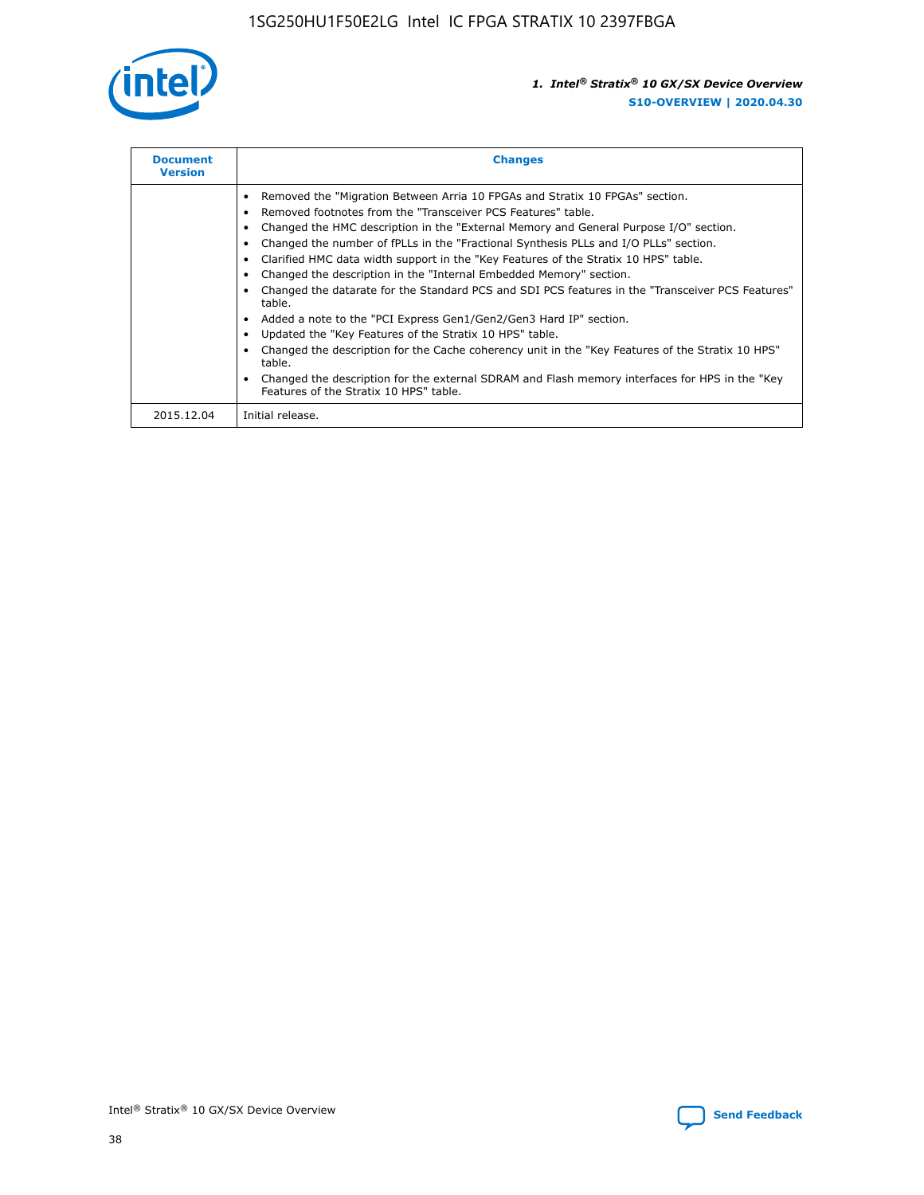| Document Version | Changes |
| --- | --- |
| | • Removed the "Migration Between Arria 10 FPGAs and Stratix 10 FPGAs" section.<br>• Removed footnotes from the "Transceiver PCS Features" table.<br>• Changed the HMC description in the "External Memory and General Purpose I/O" section.<br>• Changed the number of fPLLs in the "Fractional Synthesis PLLs and I/O PLLs" section.<br>• Clarified HMC data width support in the "Key Features of the Stratix 10 HPS" table.<br>• Changed the description in the "Internal Embedded Memory" section.<br>• Changed the datarate for the Standard PCS and SDI PCS features in the "Transceiver PCS Features" table.<br>• Added a note to the "PCI Express Gen1/Gen2/Gen3 Hard IP" section.<br>• Updated the "Key Features of the Stratix 10 HPS" table.<br>• Changed the description for the Cache coherency unit in the "Key Features of the Stratix 10 HPS" table.<br>• Changed the description for the external SDRAM and Flash memory interfaces for HPS in the "Key Features of the Stratix 10 HPS" table. |
| 2015.12.04 | Initial release. |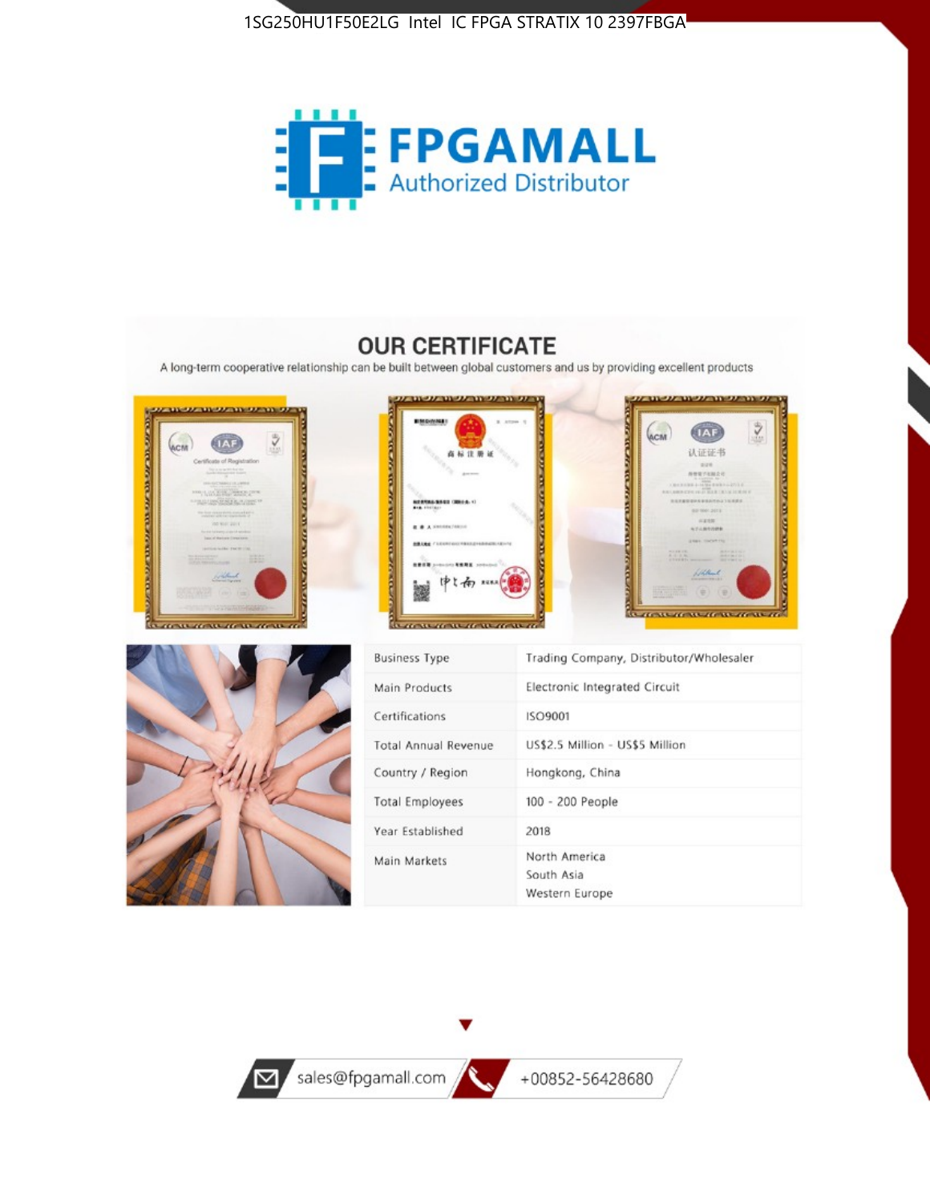# FPGAMALL

Authorized Distributor

## OUR CERTIFICATE

A long-term cooperative relationship can be built between global customers and us by providing excellent products

| | |
|---|---|
| Business Type | Trading Company, Distributor/Wholesaler |
| Main Products | Electronic Integrated Circuit |
| Certifications | ISO9001 |
| Total Annual Revenue | US$2.5 Million - US$5 Million |
| Country / Region | Hongkong, China |
| Total Employees | 100 - 200 People |
| Year Established | 2018 |
| Main Markets | North America<br>South Asia<br>Western Europe |

sales@fpgamall.com

+00852-56428680